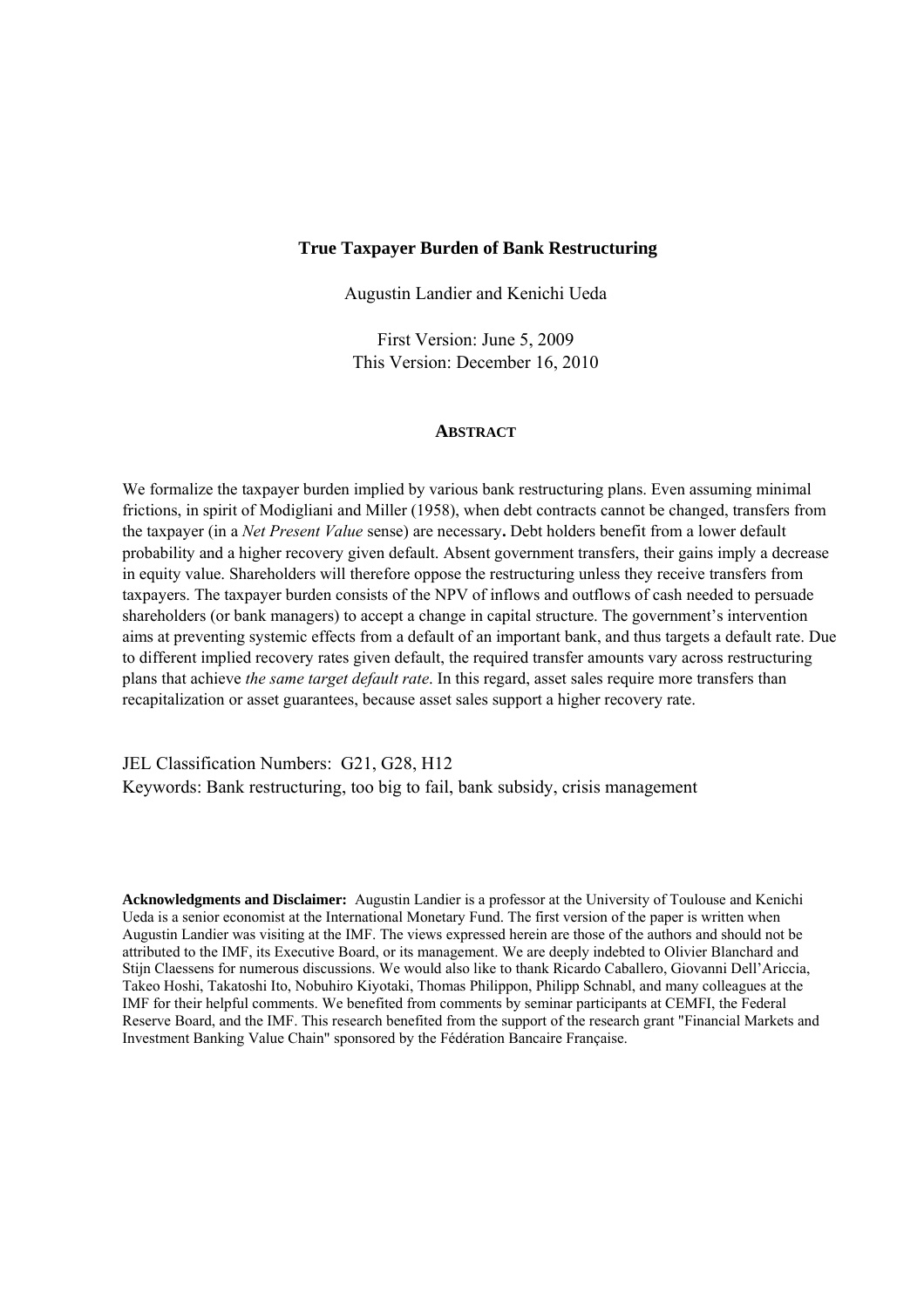# True Taxpayer Burden of Bank Restructuring

Augustin Landier and Kenichi Ueda

First Version: June 5, 2009
This Version: December 16, 2010

## ABSTRACT

We formalize the taxpayer burden implied by various bank restructuring plans. Even assuming minimal frictions, in spirit of Modigliani and Miller (1958), when debt contracts cannot be changed, transfers from the taxpayer (in a *Net Present Value* sense) are necessary**.** Debt holders benefit from a lower default probability and a higher recovery given default. Absent government transfers, their gains imply a decrease in equity value. Shareholders will therefore oppose the restructuring unless they receive transfers from taxpayers. The taxpayer burden consists of the NPV of inflows and outflows of cash needed to persuade shareholders (or bank managers) to accept a change in capital structure. The government's intervention aims at preventing systemic effects from a default of an important bank, and thus targets a default rate. Due to different implied recovery rates given default, the required transfer amounts vary across restructuring plans that achieve *the same target default rate*. In this regard, asset sales require more transfers than recapitalization or asset guarantees, because asset sales support a higher recovery rate.

JEL Classification Numbers: G21, G28, H12
Keywords: Bank restructuring, too big to fail, bank subsidy, crisis management

**Acknowledgments and Disclaimer:** Augustin Landier is a professor at the University of Toulouse and Kenichi Ueda is a senior economist at the International Monetary Fund. The first version of the paper is written when Augustin Landier was visiting at the IMF. The views expressed herein are those of the authors and should not be attributed to the IMF, its Executive Board, or its management. We are deeply indebted to Olivier Blanchard and Stijn Claessens for numerous discussions. We would also like to thank Ricardo Caballero, Giovanni Dell'Ariccia, Takeo Hoshi, Takatoshi Ito, Nobuhiro Kiyotaki, Thomas Philippon, Philipp Schnabl, and many colleagues at the IMF for their helpful comments. We benefited from comments by seminar participants at CEMFI, the Federal Reserve Board, and the IMF. This research benefited from the support of the research grant "Financial Markets and Investment Banking Value Chain" sponsored by the Fédération Bancaire Française.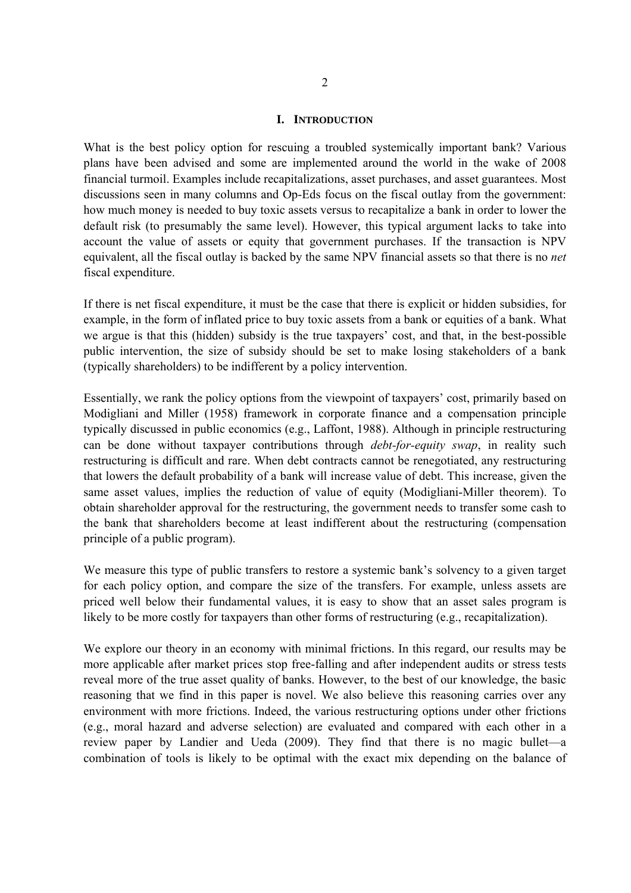# I. Introduction

What is the best policy option for rescuing a troubled systemically important bank? Various plans have been advised and some are implemented around the world in the wake of 2008 financial turmoil. Examples include recapitalizations, asset purchases, and asset guarantees. Most discussions seen in many columns and Op-Eds focus on the fiscal outlay from the government: how much money is needed to buy toxic assets versus to recapitalize a bank in order to lower the default risk (to presumably the same level). However, this typical argument lacks to take into account the value of assets or equity that government purchases. If the transaction is NPV equivalent, all the fiscal outlay is backed by the same NPV financial assets so that there is no *net* fiscal expenditure.

If there is net fiscal expenditure, it must be the case that there is explicit or hidden subsidies, for example, in the form of inflated price to buy toxic assets from a bank or equities of a bank. What we argue is that this (hidden) subsidy is the true taxpayers' cost, and that, in the best-possible public intervention, the size of subsidy should be set to make losing stakeholders of a bank (typically shareholders) to be indifferent by a policy intervention.

Essentially, we rank the policy options from the viewpoint of taxpayers' cost, primarily based on Modigliani and Miller (1958) framework in corporate finance and a compensation principle typically discussed in public economics (e.g., Laffont, 1988). Although in principle restructuring can be done without taxpayer contributions through *debt-for-equity swap*, in reality such restructuring is difficult and rare. When debt contracts cannot be renegotiated, any restructuring that lowers the default probability of a bank will increase value of debt. This increase, given the same asset values, implies the reduction of value of equity (Modigliani-Miller theorem). To obtain shareholder approval for the restructuring, the government needs to transfer some cash to the bank that shareholders become at least indifferent about the restructuring (compensation principle of a public program).

We measure this type of public transfers to restore a systemic bank's solvency to a given target for each policy option, and compare the size of the transfers. For example, unless assets are priced well below their fundamental values, it is easy to show that an asset sales program is likely to be more costly for taxpayers than other forms of restructuring (e.g., recapitalization).

We explore our theory in an economy with minimal frictions. In this regard, our results may be more applicable after market prices stop free-falling and after independent audits or stress tests reveal more of the true asset quality of banks. However, to the best of our knowledge, the basic reasoning that we find in this paper is novel. We also believe this reasoning carries over any environment with more frictions. Indeed, the various restructuring options under other frictions (e.g., moral hazard and adverse selection) are evaluated and compared with each other in a review paper by Landier and Ueda (2009). They find that there is no magic bullet—a combination of tools is likely to be optimal with the exact mix depending on the balance of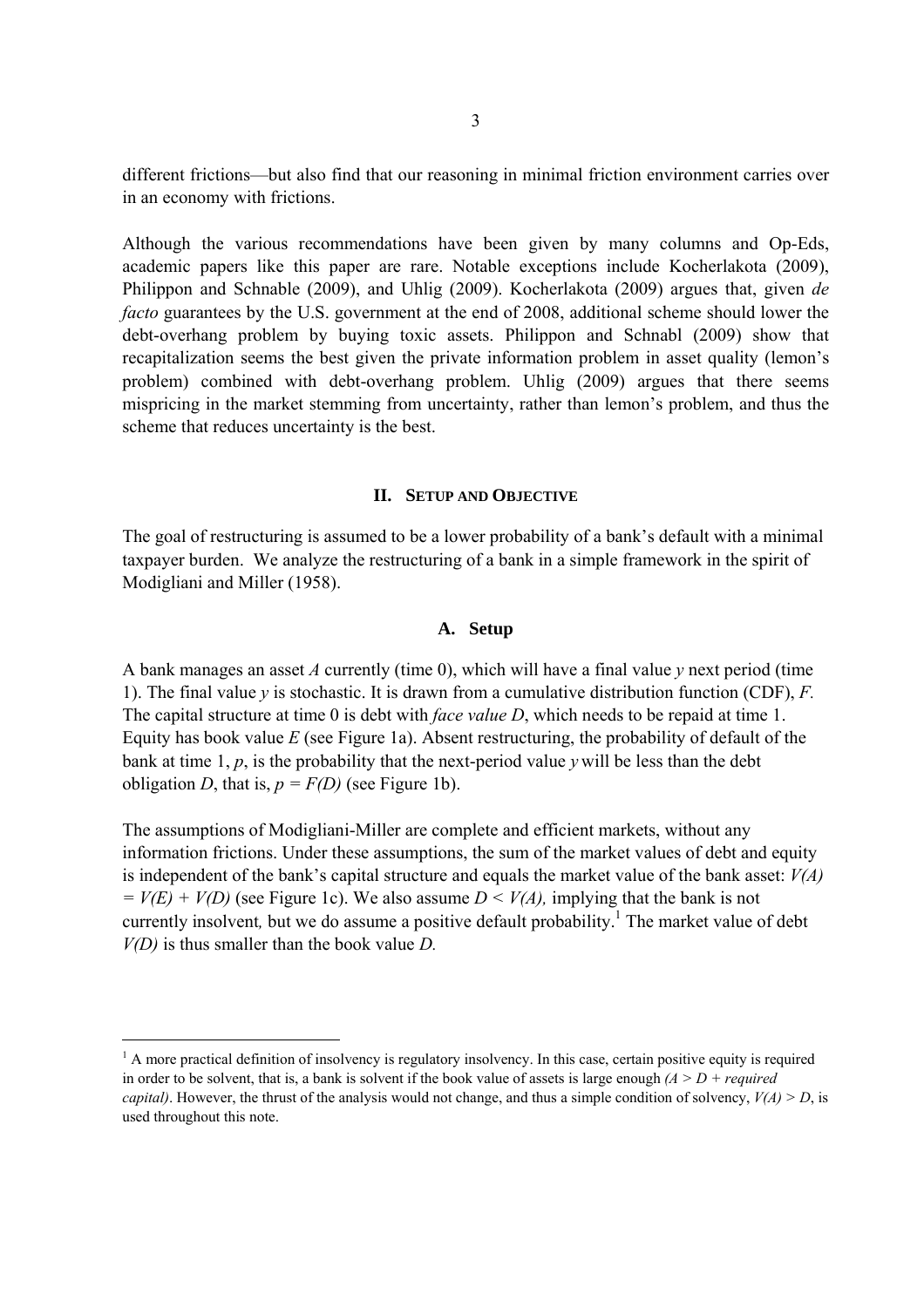different frictions—but also find that our reasoning in minimal friction environment carries over in an economy with frictions.

Although the various recommendations have been given by many columns and Op-Eds, academic papers like this paper are rare. Notable exceptions include Kocherlakota (2009), Philippon and Schnable (2009), and Uhlig (2009). Kocherlakota (2009) argues that, given *de facto* guarantees by the U.S. government at the end of 2008, additional scheme should lower the debt-overhang problem by buying toxic assets. Philippon and Schnabl (2009) show that recapitalization seems the best given the private information problem in asset quality (lemon's problem) combined with debt-overhang problem. Uhlig (2009) argues that there seems mispricing in the market stemming from uncertainty, rather than lemon's problem, and thus the scheme that reduces uncertainty is the best.

## II. Setup and Objective

The goal of restructuring is assumed to be a lower probability of a bank's default with a minimal taxpayer burden. We analyze the restructuring of a bank in a simple framework in the spirit of Modigliani and Miller (1958).

### A. Setup

A bank manages an asset $A$ currently (time 0), which will have a final value $y$ next period (time 1). The final value $y$ is stochastic. It is drawn from a cumulative distribution function (CDF), $F$. The capital structure at time 0 is debt with *face value* $D$, which needs to be repaid at time 1. Equity has book value $E$ (see Figure 1a). Absent restructuring, the probability of default of the bank at time 1, $p$, is the probability that the next-period value $y$ will be less than the debt obligation $D$, that is, $p = F(D)$ (see Figure 1b).

The assumptions of Modigliani-Miller are complete and efficient markets, without any information frictions. Under these assumptions, the sum of the market values of debt and equity is independent of the bank's capital structure and equals the market value of the bank asset: $V(A) = V(E) + V(D)$ (see Figure 1c). We also assume $D < V(A)$, implying that the bank is not currently insolvent, but we do assume a positive default probability.[1] The market value of debt $V(D)$ is thus smaller than the book value $D$.

---

[1] A more practical definition of insolvency is regulatory insolvency. In this case, certain positive equity is required in order to be solvent, that is, a bank is solvent if the book value of assets is large enough *($A > D$ + required capital)*. However, the thrust of the analysis would not change, and thus a simple condition of solvency, $V(A) > D$, is used throughout this note.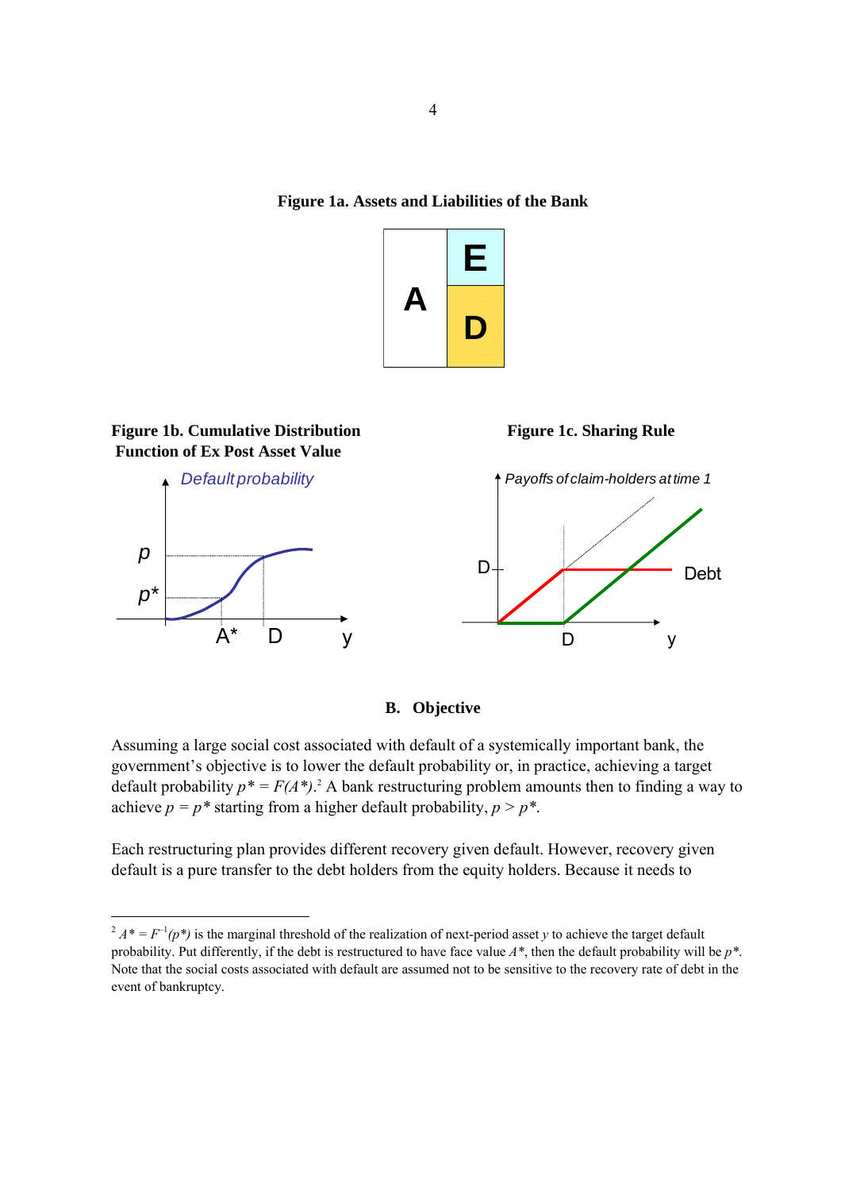**Figure 1a. Assets and Liabilities of the Bank**

**Figure 1b. Cumulative Distribution Function of Ex Post Asset Value**

**Figure 1c. Sharing Rule**

### B. Objective

Assuming a large social cost associated with default of a systemically important bank, the government's objective is to lower the default probability or, in practice, achieving a target default probability $p^* = F(A^*)$.[2] A bank restructuring problem amounts then to finding a way to achieve $p = p^*$ starting from a higher default probability, $p > p^*$.

Each restructuring plan provides different recovery given default. However, recovery given default is a pure transfer to the debt holders from the equity holders. Because it needs to

---

[2] $A^* = F^{-1}(p^*)$ is the marginal threshold of the realization of next-period asset $y$ to achieve the target default probability. Put differently, if the debt is restructured to have face value $A^*$, then the default probability will be $p^*$. Note that the social costs associated with default are assumed not to be sensitive to the recovery rate of debt in the event of bankruptcy.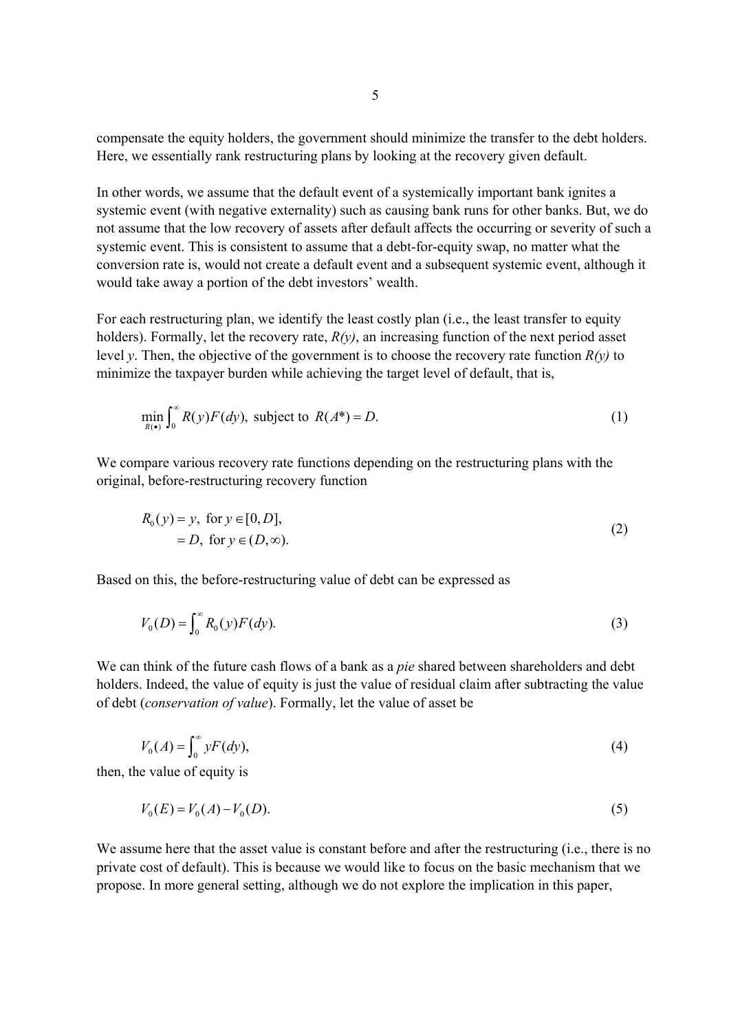compensate the equity holders, the government should minimize the transfer to the debt holders. Here, we essentially rank restructuring plans by looking at the recovery given default.

In other words, we assume that the default event of a systemically important bank ignites a systemic event (with negative externality) such as causing bank runs for other banks. But, we do not assume that the low recovery of assets after default affects the occurring or severity of such a systemic event. This is consistent to assume that a debt-for-equity swap, no matter what the conversion rate is, would not create a default event and a subsequent systemic event, although it would take away a portion of the debt investors' wealth.

For each restructuring plan, we identify the least costly plan (i.e., the least transfer to equity holders). Formally, let the recovery rate, *R(y)*, an increasing function of the next period asset level *y*. Then, the objective of the government is to choose the recovery rate function *R(y)* to minimize the taxpayer burden while achieving the target level of default, that is,

$$\min_{R(\bullet)} \int_0^\infty R(y)F(dy), \text{ subject to } R(A^*) = D. \tag{1}$$

We compare various recovery rate functions depending on the restructuring plans with the original, before-restructuring recovery function

$$\begin{aligned} R_0(y) &= y, \text{ for } y \in [0, D], \\ &= D, \text{ for } y \in (D, \infty). \end{aligned} \tag{2}$$

Based on this, the before-restructuring value of debt can be expressed as

$$V_0(D) = \int_0^\infty R_0(y)F(dy). \tag{3}$$

We can think of the future cash flows of a bank as a *pie* shared between shareholders and debt holders. Indeed, the value of equity is just the value of residual claim after subtracting the value of debt (*conservation of value*). Formally, let the value of asset be

$$V_0(A) = \int_0^\infty yF(dy), \tag{4}$$

then, the value of equity is

$$V_0(E) = V_0(A) - V_0(D). \tag{5}$$

We assume here that the asset value is constant before and after the restructuring (i.e., there is no private cost of default). This is because we would like to focus on the basic mechanism that we propose. In more general setting, although we do not explore the implication in this paper,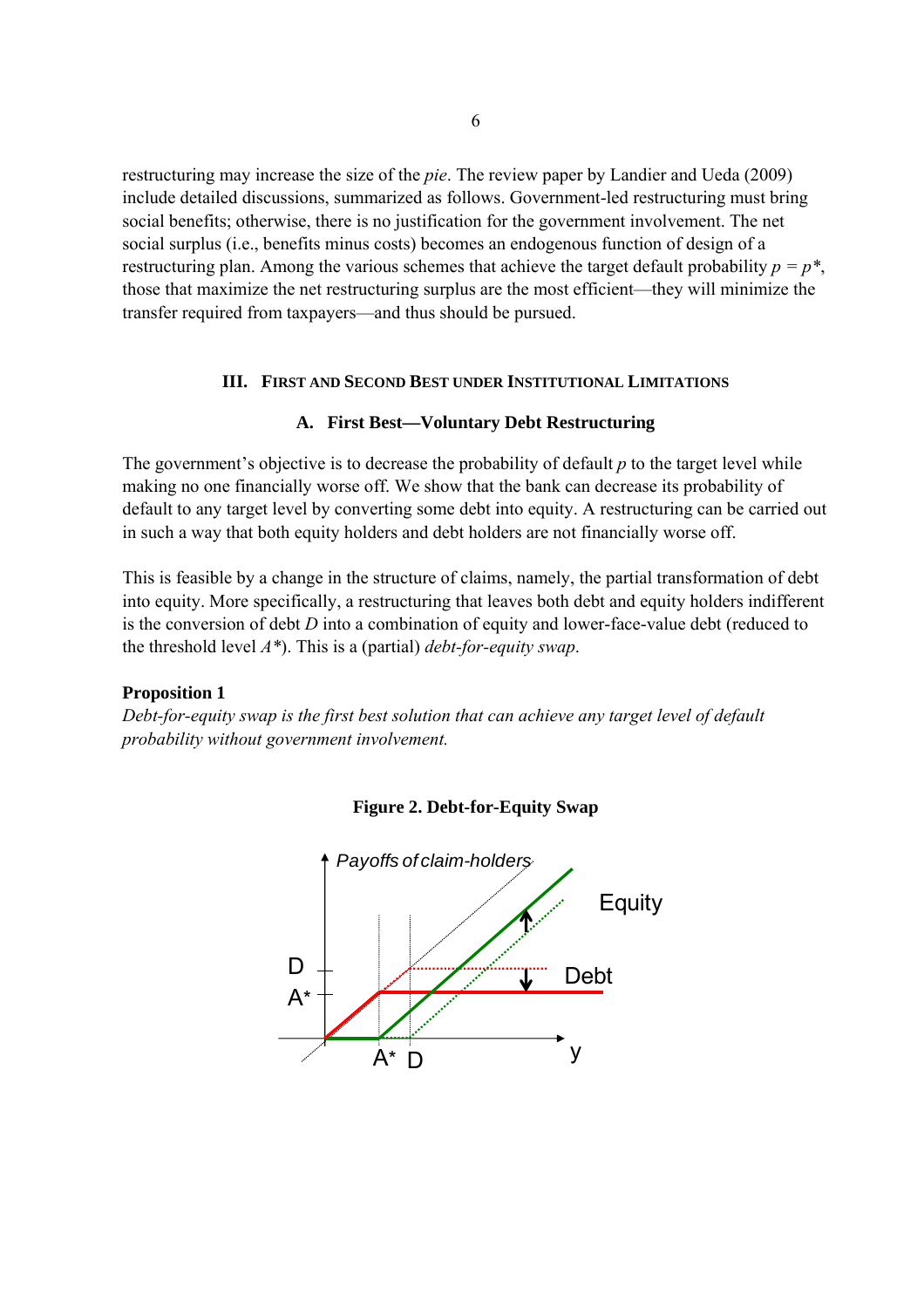restructuring may increase the size of the *pie*. The review paper by Landier and Ueda (2009) include detailed discussions, summarized as follows. Government-led restructuring must bring social benefits; otherwise, there is no justification for the government involvement. The net social surplus (i.e., benefits minus costs) becomes an endogenous function of design of a restructuring plan. Among the various schemes that achieve the target default probability $p = p^*$, those that maximize the net restructuring surplus are the most efficient—they will minimize the transfer required from taxpayers—and thus should be pursued.

## III. First and Second Best under Institutional Limitations

### A. First Best—Voluntary Debt Restructuring

The government's objective is to decrease the probability of default $p$ to the target level while making no one financially worse off. We show that the bank can decrease its probability of default to any target level by converting some debt into equity. A restructuring can be carried out in such a way that both equity holders and debt holders are not financially worse off.

This is feasible by a change in the structure of claims, namely, the partial transformation of debt into equity. More specifically, a restructuring that leaves both debt and equity holders indifferent is the conversion of debt $D$ into a combination of equity and lower-face-value debt (reduced to the threshold level $A^*$). This is a (partial) *debt-for-equity swap*.

**Proposition 1**

*Debt-for-equity swap is the first best solution that can achieve any target level of default probability without government involvement.*

**Figure 2. Debt-for-Equity Swap**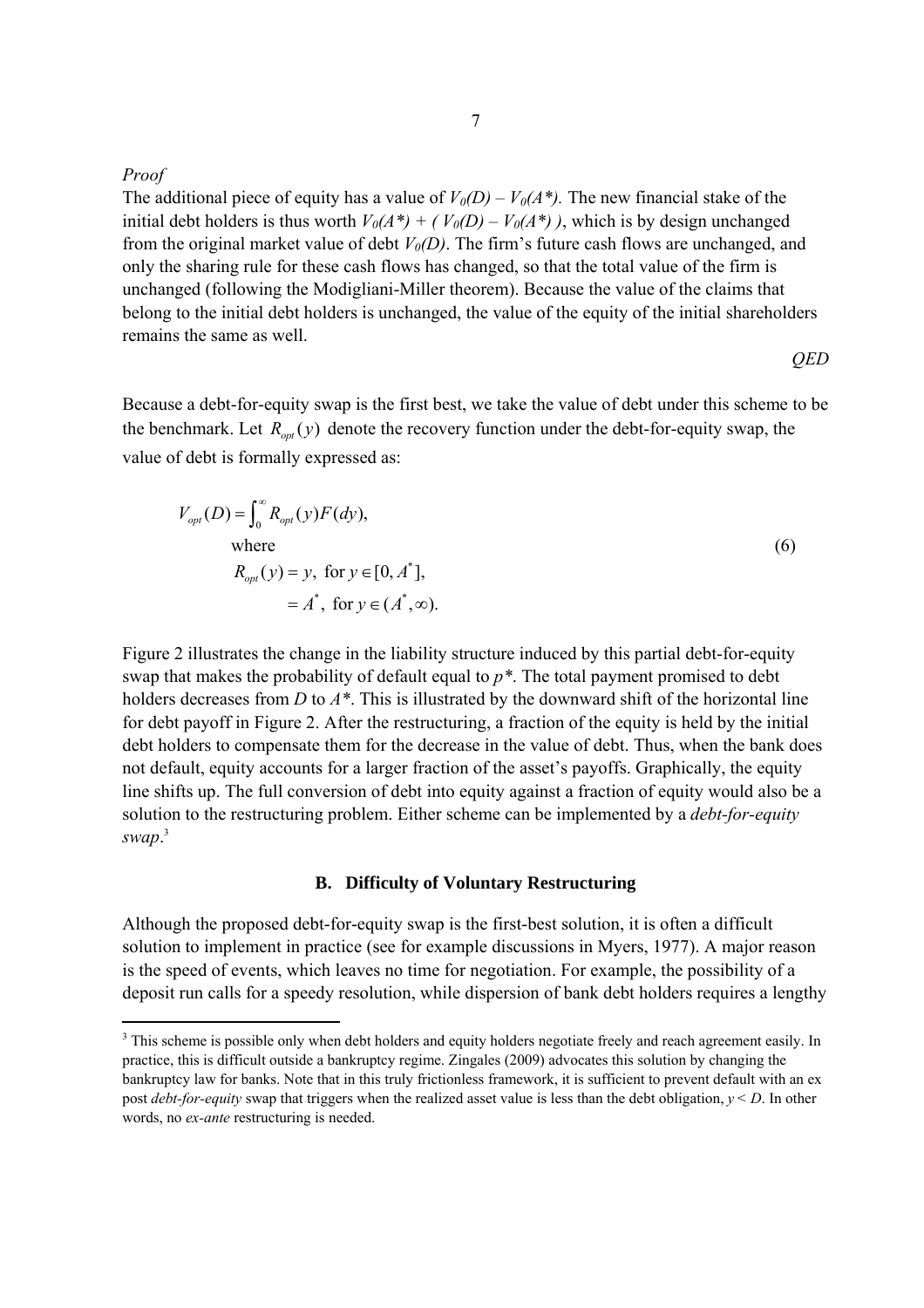*Proof*

The additional piece of equity has a value of $V_0(D) - V_0(A^*)$. The new financial stake of the initial debt holders is thus worth $V_0(A^*) + ( V_0(D) - V_0(A^*) )$, which is by design unchanged from the original market value of debt $V_0(D)$. The firm's future cash flows are unchanged, and only the sharing rule for these cash flows has changed, so that the total value of the firm is unchanged (following the Modigliani-Miller theorem). Because the value of the claims that belong to the initial debt holders is unchanged, the value of the equity of the initial shareholders remains the same as well.

*QED*

Because a debt-for-equity swap is the first best, we take the value of debt under this scheme to be the benchmark. Let $R_{opt}(y)$ denote the recovery function under the debt-for-equity swap, the value of debt is formally expressed as:

$$
\begin{aligned}
V_{opt}(D) &= \int_0^{\infty} R_{opt}(y) F(dy), \\
&\text{where} \\
&R_{opt}(y) = y, \text{ for } y \in [0, A^*], \\
&\qquad\quad = A^*, \text{ for } y \in (A^*, \infty).
\end{aligned}
\tag{6}
$$

Figure 2 illustrates the change in the liability structure induced by this partial debt-for-equity swap that makes the probability of default equal to $p^*$. The total payment promised to debt holders decreases from $D$ to $A^*$. This is illustrated by the downward shift of the horizontal line for debt payoff in Figure 2. After the restructuring, a fraction of the equity is held by the initial debt holders to compensate them for the decrease in the value of debt. Thus, when the bank does not default, equity accounts for a larger fraction of the asset's payoffs. Graphically, the equity line shifts up. The full conversion of debt into equity against a fraction of equity would also be a solution to the restructuring problem. Either scheme can be implemented by a *debt-for-equity swap*.[3]

### B. Difficulty of Voluntary Restructuring

Although the proposed debt-for-equity swap is the first-best solution, it is often a difficult solution to implement in practice (see for example discussions in Myers, 1977). A major reason is the speed of events, which leaves no time for negotiation. For example, the possibility of a deposit run calls for a speedy resolution, while dispersion of bank debt holders requires a lengthy

[3] This scheme is possible only when debt holders and equity holders negotiate freely and reach agreement easily. In practice, this is difficult outside a bankruptcy regime. Zingales (2009) advocates this solution by changing the bankruptcy law for banks. Note that in this truly frictionless framework, it is sufficient to prevent default with an ex post *debt-for-equity* swap that triggers when the realized asset value is less than the debt obligation, $y < D$. In other words, no *ex-ante* restructuring is needed.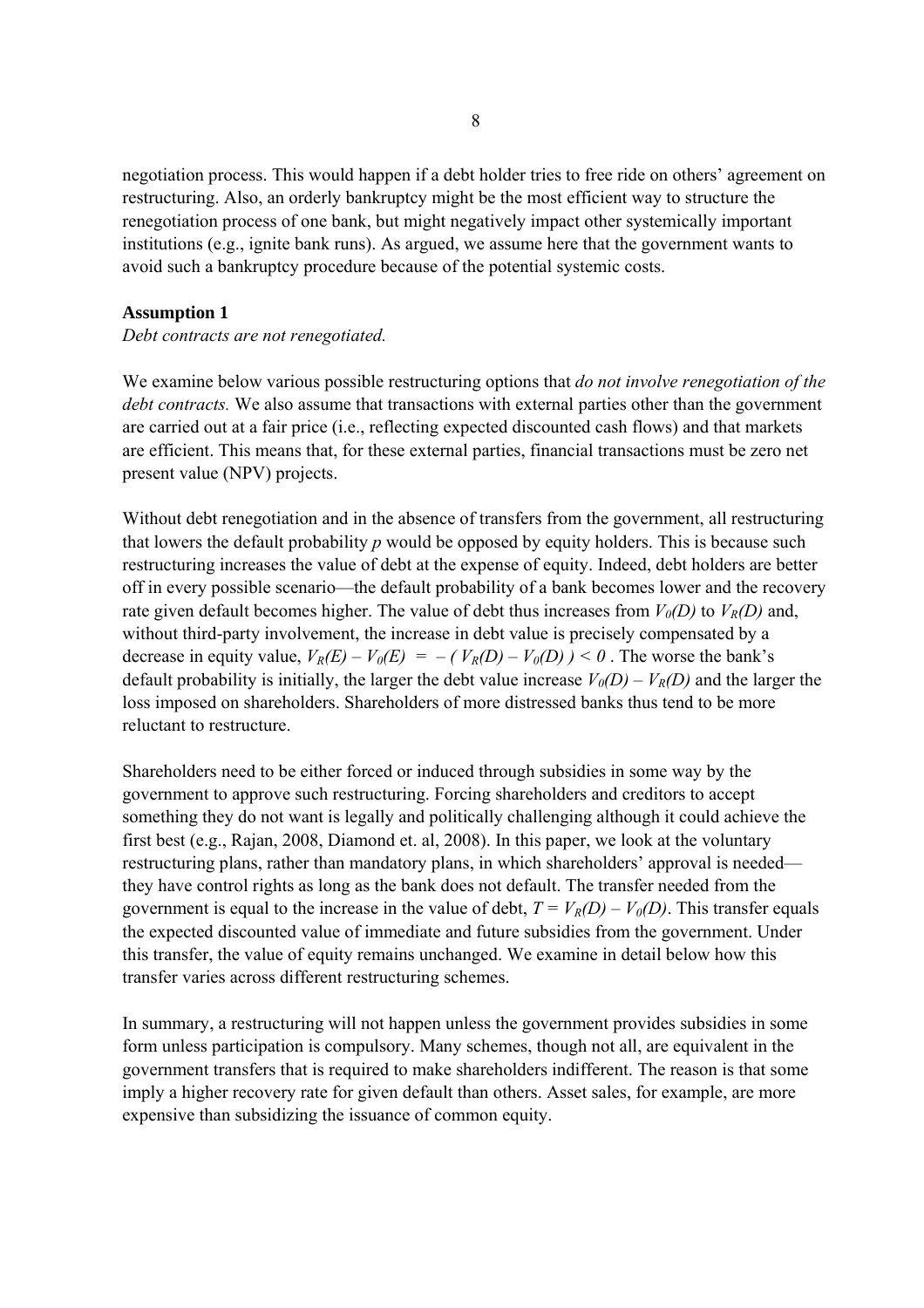negotiation process. This would happen if a debt holder tries to free ride on others' agreement on restructuring. Also, an orderly bankruptcy might be the most efficient way to structure the renegotiation process of one bank, but might negatively impact other systemically important institutions (e.g., ignite bank runs). As argued, we assume here that the government wants to avoid such a bankruptcy procedure because of the potential systemic costs.

**Assumption 1**

*Debt contracts are not renegotiated.*

We examine below various possible restructuring options that *do not involve renegotiation of the debt contracts.* We also assume that transactions with external parties other than the government are carried out at a fair price (i.e., reflecting expected discounted cash flows) and that markets are efficient. This means that, for these external parties, financial transactions must be zero net present value (NPV) projects.

Without debt renegotiation and in the absence of transfers from the government, all restructuring that lowers the default probability $p$ would be opposed by equity holders. This is because such restructuring increases the value of debt at the expense of equity. Indeed, debt holders are better off in every possible scenario—the default probability of a bank becomes lower and the recovery rate given default becomes higher. The value of debt thus increases from $V_0(D)$ to $V_R(D)$ and, without third-party involvement, the increase in debt value is precisely compensated by a decrease in equity value, $V_R(E) - V_0(E) = -( V_R(D) - V_0(D) ) < 0$ . The worse the bank's default probability is initially, the larger the debt value increase $V_0(D) - V_R(D)$ and the larger the loss imposed on shareholders. Shareholders of more distressed banks thus tend to be more reluctant to restructure.

Shareholders need to be either forced or induced through subsidies in some way by the government to approve such restructuring. Forcing shareholders and creditors to accept something they do not want is legally and politically challenging although it could achieve the first best (e.g., Rajan, 2008, Diamond et. al, 2008). In this paper, we look at the voluntary restructuring plans, rather than mandatory plans, in which shareholders' approval is needed—they have control rights as long as the bank does not default. The transfer needed from the government is equal to the increase in the value of debt, $T = V_R(D) - V_0(D)$. This transfer equals the expected discounted value of immediate and future subsidies from the government. Under this transfer, the value of equity remains unchanged. We examine in detail below how this transfer varies across different restructuring schemes.

In summary, a restructuring will not happen unless the government provides subsidies in some form unless participation is compulsory. Many schemes, though not all, are equivalent in the government transfers that is required to make shareholders indifferent. The reason is that some imply a higher recovery rate for given default than others. Asset sales, for example, are more expensive than subsidizing the issuance of common equity.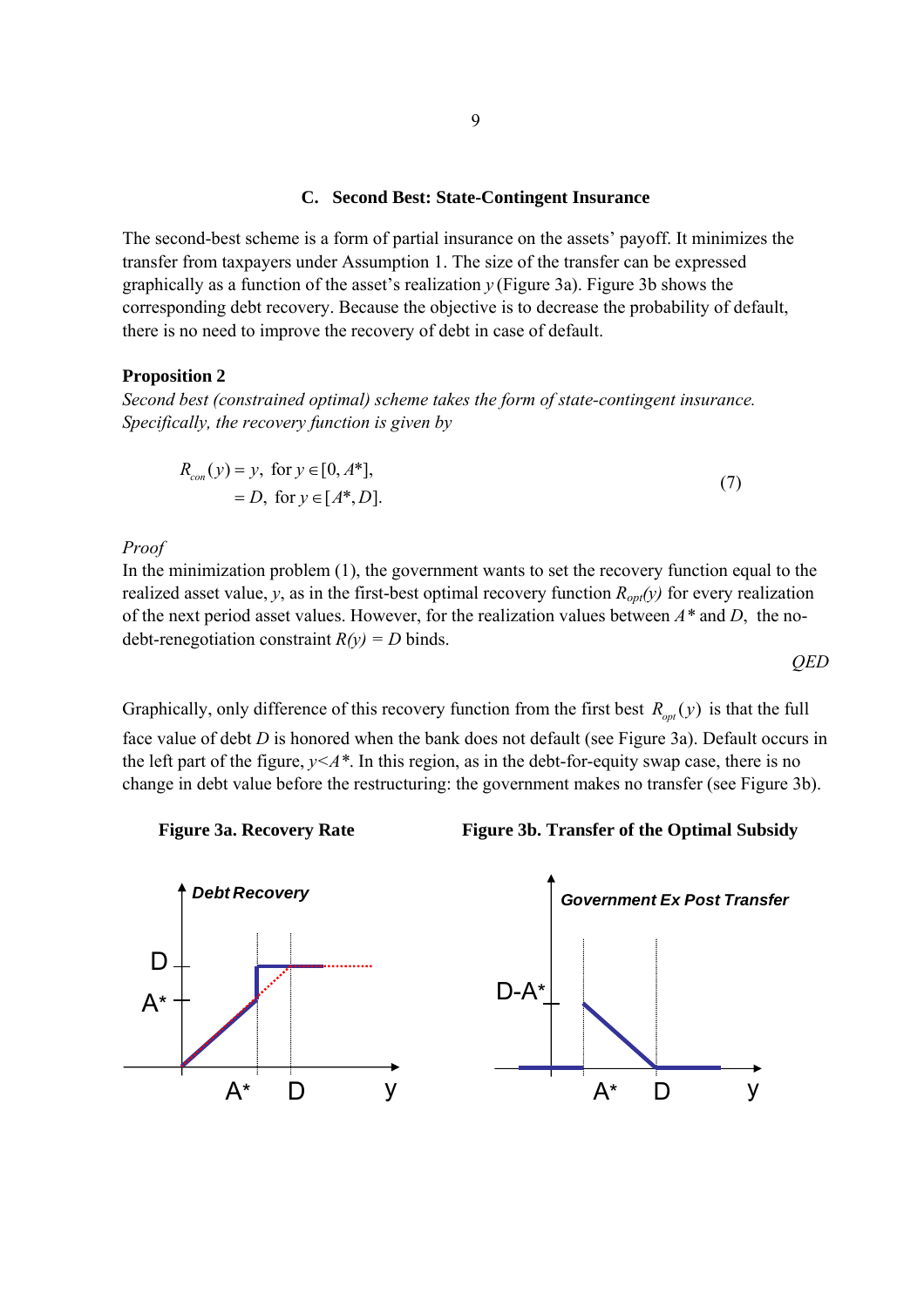### C. Second Best: State-Contingent Insurance

The second-best scheme is a form of partial insurance on the assets' payoff. It minimizes the transfer from taxpayers under Assumption 1. The size of the transfer can be expressed graphically as a function of the asset's realization $y$ (Figure 3a). Figure 3b shows the corresponding debt recovery. Because the objective is to decrease the probability of default, there is no need to improve the recovery of debt in case of default.

**Proposition 2**

*Second best (constrained optimal) scheme takes the form of state-contingent insurance. Specifically, the recovery function is given by*

$$
\begin{aligned}
R_{con}(y) &= y, \text{ for } y \in [0, A^*], \\
&= D, \text{ for } y \in [A^*, D].
\end{aligned}
\tag{7}
$$

*Proof*

In the minimization problem (1), the government wants to set the recovery function equal to the realized asset value, $y$, as in the first-best optimal recovery function $R_{opt}(y)$ for every realization of the next period asset values. However, for the realization values between $A^*$ and $D$, the no-debt-renegotiation constraint $R(y) = D$ binds.

*QED*

Graphically, only difference of this recovery function from the first best $R_{opt}(y)$ is that the full face value of debt $D$ is honored when the bank does not default (see Figure 3a). Default occurs in the left part of the figure, $y<A^*$. In this region, as in the debt-for-equity swap case, there is no change in debt value before the restructuring: the government makes no transfer (see Figure 3b).

**Figure 3a. Recovery Rate** **Figure 3b. Transfer of the Optimal Subsidy**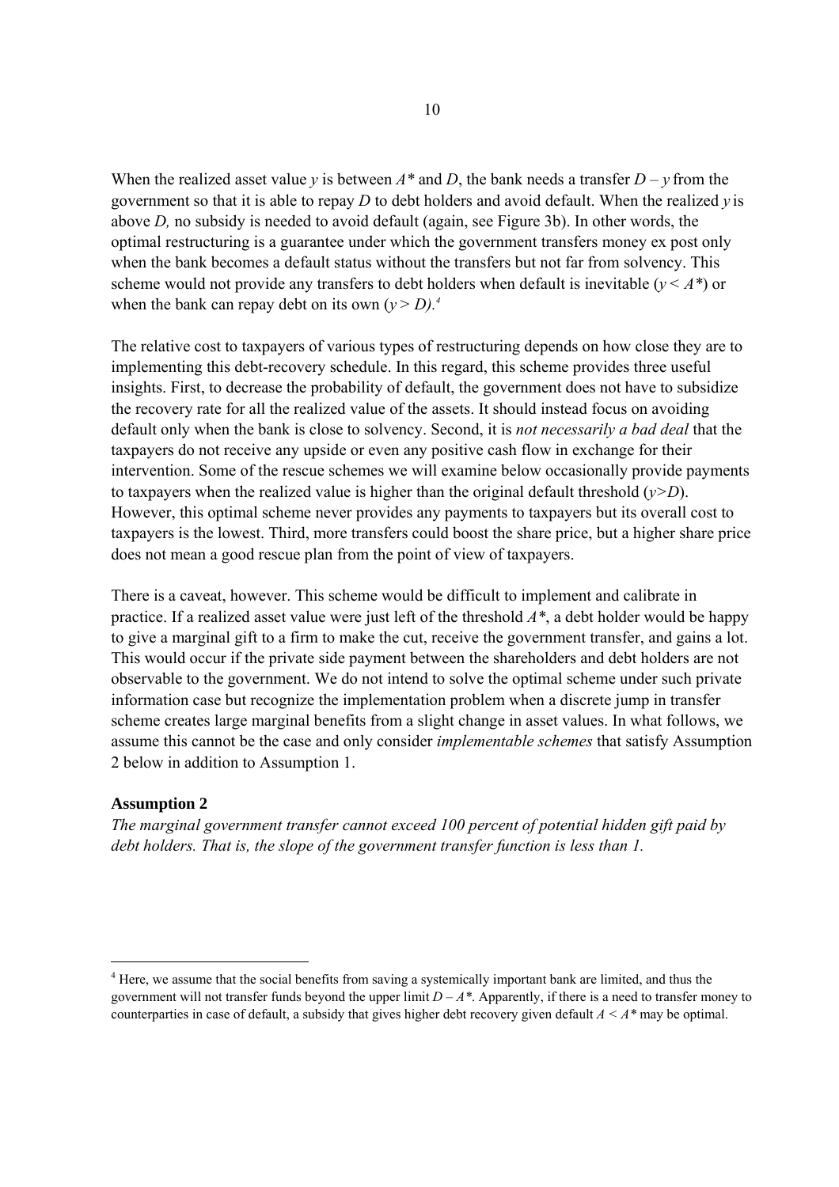When the realized asset value $y$ is between $A^*$ and $D$, the bank needs a transfer $D - y$ from the government so that it is able to repay $D$ to debt holders and avoid default. When the realized $y$ is above $D$, no subsidy is needed to avoid default (again, see Figure 3b). In other words, the optimal restructuring is a guarantee under which the government transfers money ex post only when the bank becomes a default status without the transfers but not far from solvency. This scheme would not provide any transfers to debt holders when default is inevitable ($y < A^*$) or when the bank can repay debt on its own ($y > D$).[4]

The relative cost to taxpayers of various types of restructuring depends on how close they are to implementing this debt-recovery schedule. In this regard, this scheme provides three useful insights. First, to decrease the probability of default, the government does not have to subsidize the recovery rate for all the realized value of the assets. It should instead focus on avoiding default only when the bank is close to solvency. Second, it is *not necessarily a bad deal* that the taxpayers do not receive any upside or even any positive cash flow in exchange for their intervention. Some of the rescue schemes we will examine below occasionally provide payments to taxpayers when the realized value is higher than the original default threshold ($y > D$). However, this optimal scheme never provides any payments to taxpayers but its overall cost to taxpayers is the lowest. Third, more transfers could boost the share price, but a higher share price does not mean a good rescue plan from the point of view of taxpayers.

There is a caveat, however. This scheme would be difficult to implement and calibrate in practice. If a realized asset value were just left of the threshold $A^*$, a debt holder would be happy to give a marginal gift to a firm to make the cut, receive the government transfer, and gains a lot. This would occur if the private side payment between the shareholders and debt holders are not observable to the government. We do not intend to solve the optimal scheme under such private information case but recognize the implementation problem when a discrete jump in transfer scheme creates large marginal benefits from a slight change in asset values. In what follows, we assume this cannot be the case and only consider *implementable schemes* that satisfy Assumption 2 below in addition to Assumption 1.

**Assumption 2**

*The marginal government transfer cannot exceed 100 percent of potential hidden gift paid by debt holders. That is, the slope of the government transfer function is less than 1.*

---

[4] Here, we assume that the social benefits from saving a systemically important bank are limited, and thus the government will not transfer funds beyond the upper limit $D - A^*$. Apparently, if there is a need to transfer money to counterparties in case of default, a subsidy that gives higher debt recovery given default $A < A^*$ may be optimal.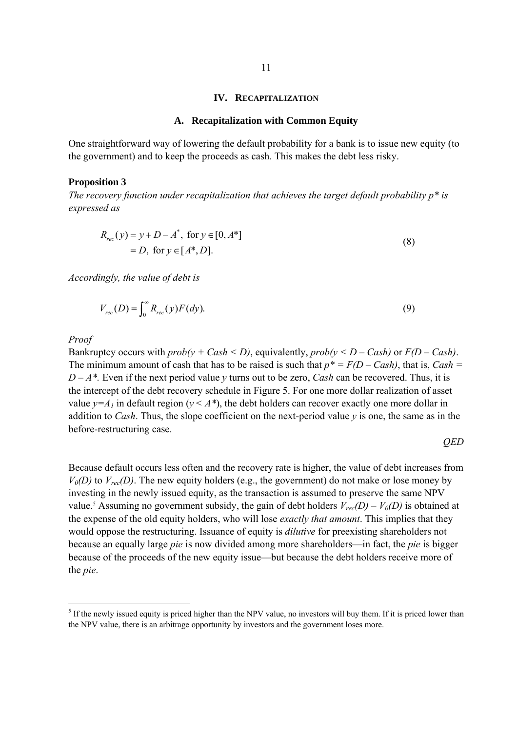## IV. Recapitalization

### A. Recapitalization with Common Equity

One straightforward way of lowering the default probability for a bank is to issue new equity (to the government) and to keep the proceeds as cash. This makes the debt less risky.

**Proposition 3**

*The recovery function under recapitalization that achieves the target default probability p\* is expressed as*

$$
\begin{aligned}
R_{rec}(y) &= y + D - A^*, \text{ for } y \in [0, A^*] \\
&= D, \text{ for } y \in [A^*, D].
\end{aligned}
\tag{8}
$$

*Accordingly, the value of debt is*

$$
V_{rec}(D) = \int_0^\infty R_{rec}(y) F(dy). \tag{9}
$$

*Proof*

Bankruptcy occurs with $prob(y + Cash < D)$, equivalently, $prob(y < D - Cash)$ or $F(D - Cash)$. The minimum amount of cash that has to be raised is such that $p^* = F(D - Cash)$, that is, $Cash = D - A^*$. Even if the next period value $y$ turns out to be zero, *Cash* can be recovered. Thus, it is the intercept of the debt recovery schedule in Figure 5. For one more dollar realization of asset value $y = A_1$ in default region ($y < A^*$), the debt holders can recover exactly one more dollar in addition to *Cash*. Thus, the slope coefficient on the next-period value $y$ is one, the same as in the before-restructuring case.

*QED*

Because default occurs less often and the recovery rate is higher, the value of debt increases from $V_0(D)$ to $V_{rec}(D)$. The new equity holders (e.g., the government) do not make or lose money by investing in the newly issued equity, as the transaction is assumed to preserve the same NPV value.[5] Assuming no government subsidy, the gain of debt holders $V_{rec}(D) - V_0(D)$ is obtained at the expense of the old equity holders, who will lose *exactly that amount*. This implies that they would oppose the restructuring. Issuance of equity is *dilutive* for preexisting shareholders not because an equally large *pie* is now divided among more shareholders—in fact, the *pie* is bigger because of the proceeds of the new equity issue—but because the debt holders receive more of the *pie*.

[5] If the newly issued equity is priced higher than the NPV value, no investors will buy them. If it is priced lower than the NPV value, there is an arbitrage opportunity by investors and the government loses more.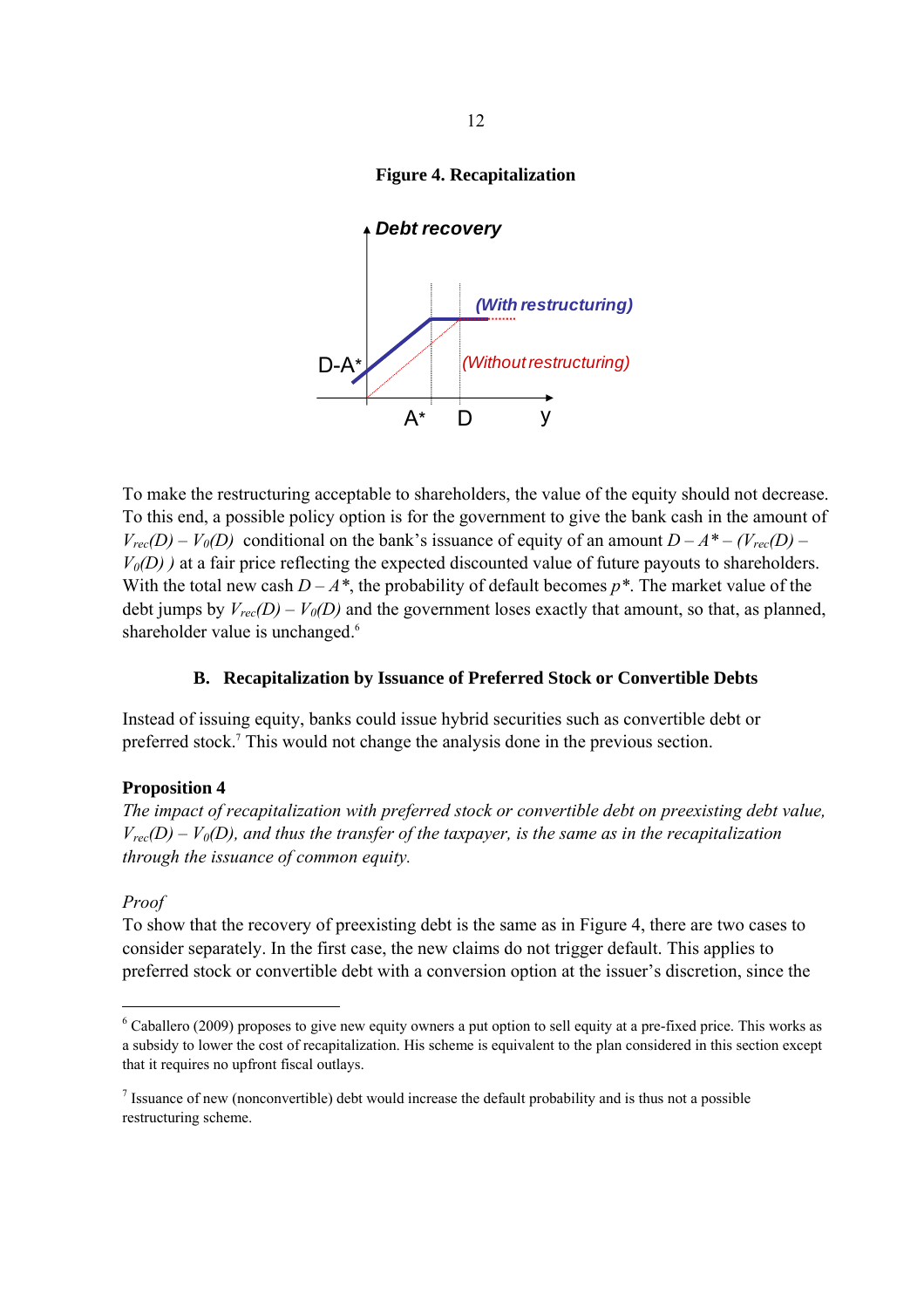**Figure 4. Recapitalization**

To make the restructuring acceptable to shareholders, the value of the equity should not decrease. To this end, a possible policy option is for the government to give the bank cash in the amount of $V_{rec}(D) - V_0(D)$ conditional on the bank's issuance of equity of an amount $D - A^* - (V_{rec}(D) - V_0(D))$ at a fair price reflecting the expected discounted value of future payouts to shareholders. With the total new cash $D - A^*$, the probability of default becomes $p^*$. The market value of the debt jumps by $V_{rec}(D) - V_0(D)$ and the government loses exactly that amount, so that, as planned, shareholder value is unchanged.[6]

### B. Recapitalization by Issuance of Preferred Stock or Convertible Debts

Instead of issuing equity, banks could issue hybrid securities such as convertible debt or preferred stock.[7] This would not change the analysis done in the previous section.

**Proposition 4**

*The impact of recapitalization with preferred stock or convertible debt on preexisting debt value, $V_{rec}(D) - V_0(D)$, and thus the transfer of the taxpayer, is the same as in the recapitalization through the issuance of common equity.*

*Proof*

To show that the recovery of preexisting debt is the same as in Figure 4, there are two cases to consider separately. In the first case, the new claims do not trigger default. This applies to preferred stock or convertible debt with a conversion option at the issuer's discretion, since the

---

[6] Caballero (2009) proposes to give new equity owners a put option to sell equity at a pre-fixed price. This works as a subsidy to lower the cost of recapitalization. His scheme is equivalent to the plan considered in this section except that it requires no upfront fiscal outlays.

[7] Issuance of new (nonconvertible) debt would increase the default probability and is thus not a possible restructuring scheme.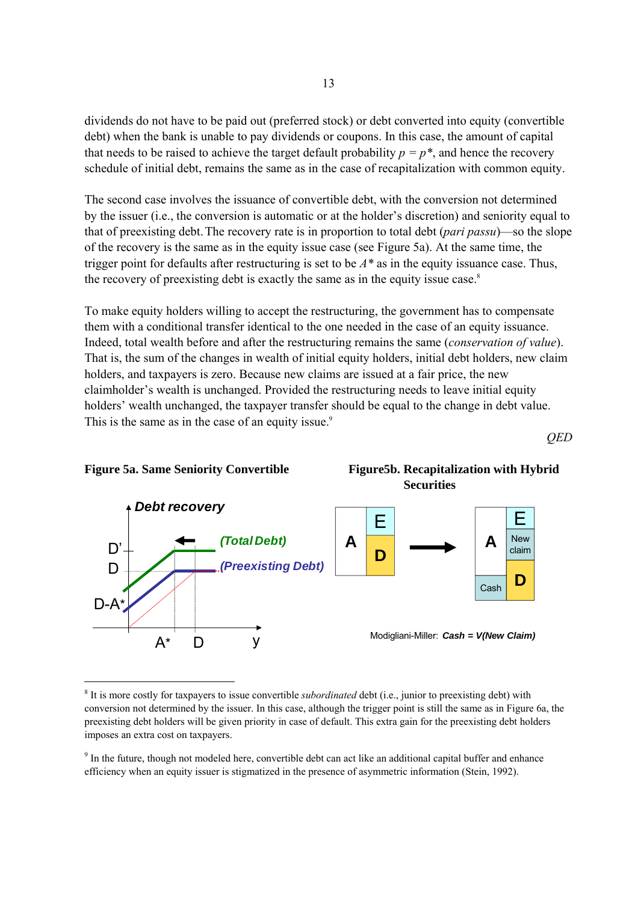dividends do not have to be paid out (preferred stock) or debt converted into equity (convertible debt) when the bank is unable to pay dividends or coupons. In this case, the amount of capital that needs to be raised to achieve the target default probability $p = p^*$, and hence the recovery schedule of initial debt, remains the same as in the case of recapitalization with common equity.

The second case involves the issuance of convertible debt, with the conversion not determined by the issuer (i.e., the conversion is automatic or at the holder's discretion) and seniority equal to that of preexisting debt. The recovery rate is in proportion to total debt (*pari passu*)—so the slope of the recovery is the same as in the equity issue case (see Figure 5a). At the same time, the trigger point for defaults after restructuring is set to be $A^*$ as in the equity issuance case. Thus, the recovery of preexisting debt is exactly the same as in the equity issue case.[8]

To make equity holders willing to accept the restructuring, the government has to compensate them with a conditional transfer identical to the one needed in the case of an equity issuance. Indeed, total wealth before and after the restructuring remains the same (*conservation of value*). That is, the sum of the changes in wealth of initial equity holders, initial debt holders, new claim holders, and taxpayers is zero. Because new claims are issued at a fair price, the new claimholder's wealth is unchanged. Provided the restructuring needs to leave initial equity holders' wealth unchanged, the taxpayer transfer should be equal to the change in debt value. This is the same as in the case of an equity issue.[9]

*QED*

**Figure 5a. Same Seniority Convertible**

**Figure5b. Recapitalization with Hybrid Securities**

Modigliani-Miller: ***Cash = V(New Claim)***

---

[8] It is more costly for taxpayers to issue convertible *subordinated* debt (i.e., junior to preexisting debt) with conversion not determined by the issuer. In this case, although the trigger point is still the same as in Figure 6a, the preexisting debt holders will be given priority in case of default. This extra gain for the preexisting debt holders imposes an extra cost on taxpayers.

[9] In the future, though not modeled here, convertible debt can act like an additional capital buffer and enhance efficiency when an equity issuer is stigmatized in the presence of asymmetric information (Stein, 1992).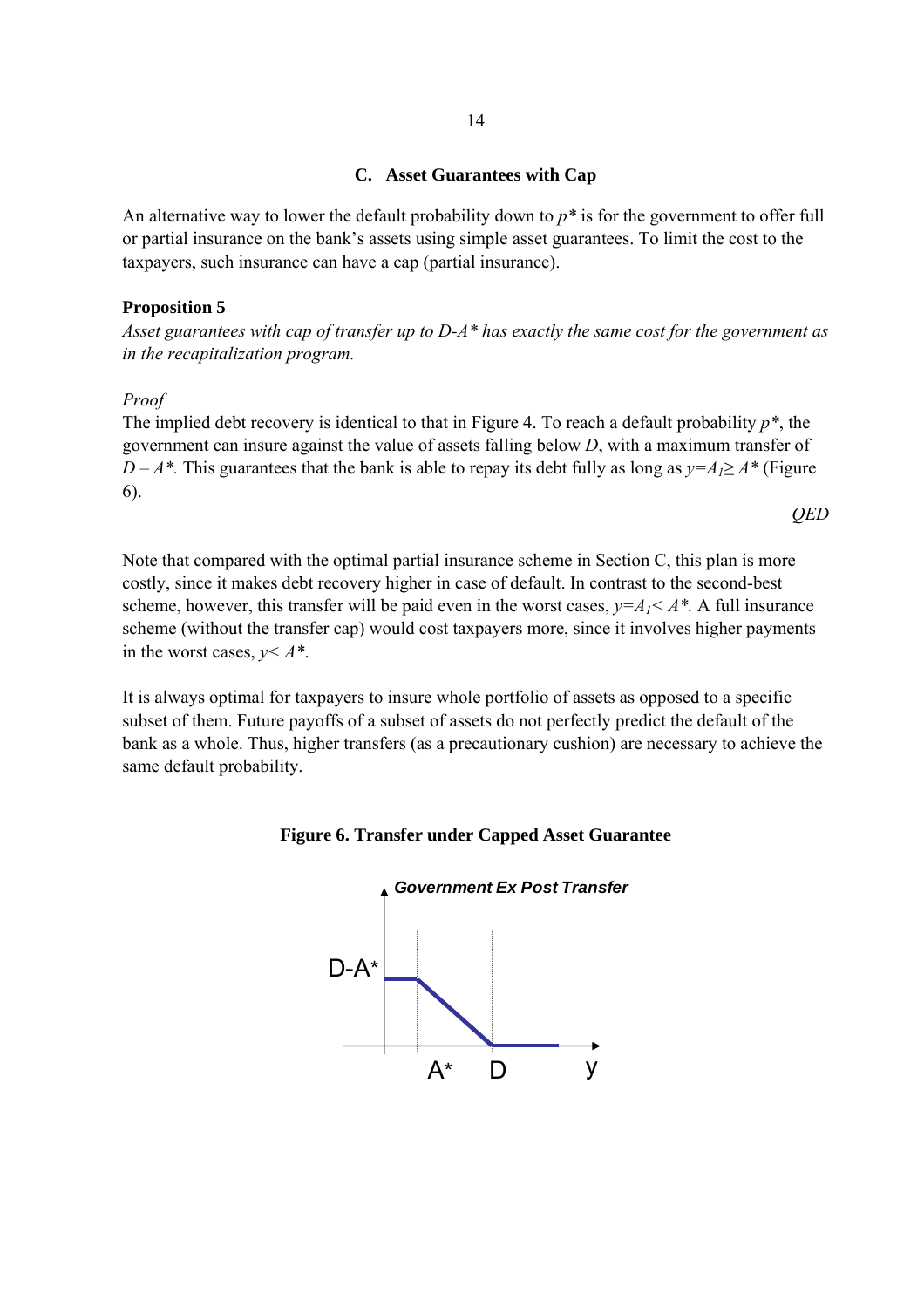### C. Asset Guarantees with Cap

An alternative way to lower the default probability down to $p^*$ is for the government to offer full or partial insurance on the bank's assets using simple asset guarantees. To limit the cost to the taxpayers, such insurance can have a cap (partial insurance).

**Proposition 5**

*Asset guarantees with cap of transfer up to $D$-$A^*$ has exactly the same cost for the government as in the recapitalization program.*

*Proof*

The implied debt recovery is identical to that in Figure 4. To reach a default probability $p^*$, the government can insure against the value of assets falling below $D$, with a maximum transfer of $D - A^*$. This guarantees that the bank is able to repay its debt fully as long as $y=A_1 \geq A^*$ (Figure 6).

*QED*

Note that compared with the optimal partial insurance scheme in Section C, this plan is more costly, since it makes debt recovery higher in case of default. In contrast to the second-best scheme, however, this transfer will be paid even in the worst cases, $y=A_1< A^*$. A full insurance scheme (without the transfer cap) would cost taxpayers more, since it involves higher payments in the worst cases, $y< A^*$.

It is always optimal for taxpayers to insure whole portfolio of assets as opposed to a specific subset of them. Future payoffs of a subset of assets do not perfectly predict the default of the bank as a whole. Thus, higher transfers (as a precautionary cushion) are necessary to achieve the same default probability.

**Figure 6. Transfer under Capped Asset Guarantee**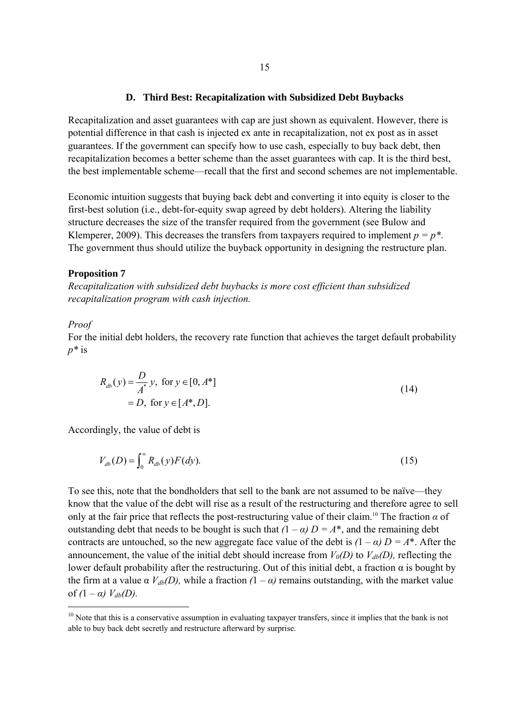### D. Third Best: Recapitalization with Subsidized Debt Buybacks

Recapitalization and asset guarantees with cap are just shown as equivalent. However, there is potential difference in that cash is injected ex ante in recapitalization, not ex post as in asset guarantees. If the government can specify how to use cash, especially to buy back debt, then recapitalization becomes a better scheme than the asset guarantees with cap. It is the third best, the best implementable scheme—recall that the first and second schemes are not implementable.

Economic intuition suggests that buying back debt and converting it into equity is closer to the first-best solution (i.e., debt-for-equity swap agreed by debt holders). Altering the liability structure decreases the size of the transfer required from the government (see Bulow and Klemperer, 2009). This decreases the transfers from taxpayers required to implement $p = p^*$. The government thus should utilize the buyback opportunity in designing the restructure plan.

**Proposition 7**

*Recapitalization with subsidized debt buybacks is more cost efficient than subsidized recapitalization program with cash injection.*

*Proof*

For the initial debt holders, the recovery rate function that achieves the target default probability $p^*$ is

$$
\begin{aligned}
R_{db}(y) &= \frac{D}{A^*}y, \text{ for } y \in [0, A^*] \\
&= D, \text{ for } y \in [A^*, D].
\end{aligned}
\tag{14}
$$

Accordingly, the value of debt is

$$
V_{db}(D) = \int_0^\infty R_{db}(y)F(dy). \tag{15}
$$

To see this, note that the bondholders that sell to the bank are not assumed to be naïve—they know that the value of the debt will rise as a result of the restructuring and therefore agree to sell only at the fair price that reflects the post-restructuring value of their claim.[10] The fraction $\alpha$ of outstanding debt that needs to be bought is such that $(1 - \alpha) D = A^*$, and the remaining debt contracts are untouched, so the new aggregate face value of the debt is $(1 - \alpha) D = A^*$. After the announcement, the value of the initial debt should increase from $V_0(D)$ to $V_{db}(D)$, reflecting the lower default probability after the restructuring. Out of this initial debt, a fraction $\alpha$ is bought by the firm at a value $\alpha V_{db}(D)$, while a fraction $(1 - \alpha)$ remains outstanding, with the market value of $(1 - \alpha) V_{db}(D)$.

[10] Note that this is a conservative assumption in evaluating taxpayer transfers, since it implies that the bank is not able to buy back debt secretly and restructure afterward by surprise.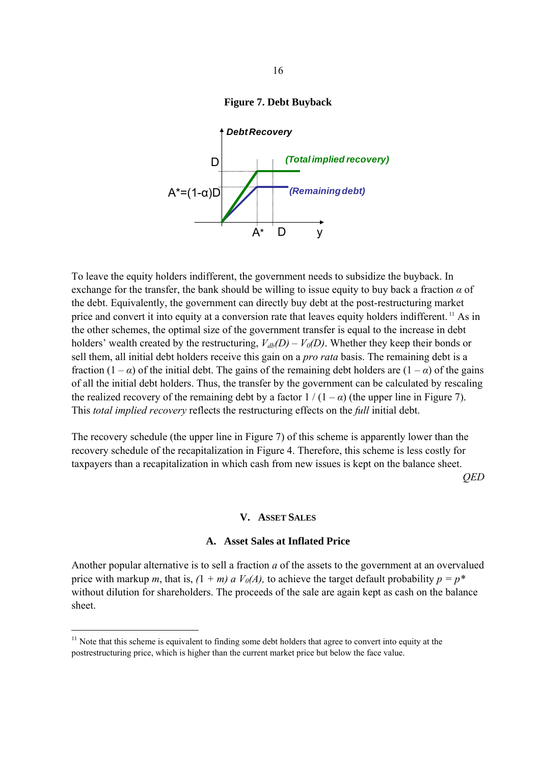**Figure 7. Debt Buyback**

To leave the equity holders indifferent, the government needs to subsidize the buyback. In exchange for the transfer, the bank should be willing to issue equity to buy back a fraction $\alpha$ of the debt. Equivalently, the government can directly buy debt at the post-restructuring market price and convert it into equity at a conversion rate that leaves equity holders indifferent. [11] As in the other schemes, the optimal size of the government transfer is equal to the increase in debt holders' wealth created by the restructuring, $V_{db}(D) - V_0(D)$. Whether they keep their bonds or sell them, all initial debt holders receive this gain on a *pro rata* basis. The remaining debt is a fraction $(1 - \alpha)$ of the initial debt. The gains of the remaining debt holders are $(1 - \alpha)$ of the gains of all the initial debt holders. Thus, the transfer by the government can be calculated by rescaling the realized recovery of the remaining debt by a factor $1 / (1 - \alpha)$ (the upper line in Figure 7). This *total implied recovery* reflects the restructuring effects on the *full* initial debt.

The recovery schedule (the upper line in Figure 7) of this scheme is apparently lower than the recovery schedule of the recapitalization in Figure 4. Therefore, this scheme is less costly for taxpayers than a recapitalization in which cash from new issues is kept on the balance sheet.

*QED*

## V. Asset Sales

### A. Asset Sales at Inflated Price

Another popular alternative is to sell a fraction $a$ of the assets to the government at an overvalued price with markup $m$, that is, $(1 + m)\, a\, V_0(A)$, to achieve the target default probability $p = p^*$ without dilution for shareholders. The proceeds of the sale are again kept as cash on the balance sheet.

[11] Note that this scheme is equivalent to finding some debt holders that agree to convert into equity at the postrestructuring price, which is higher than the current market price but below the face value.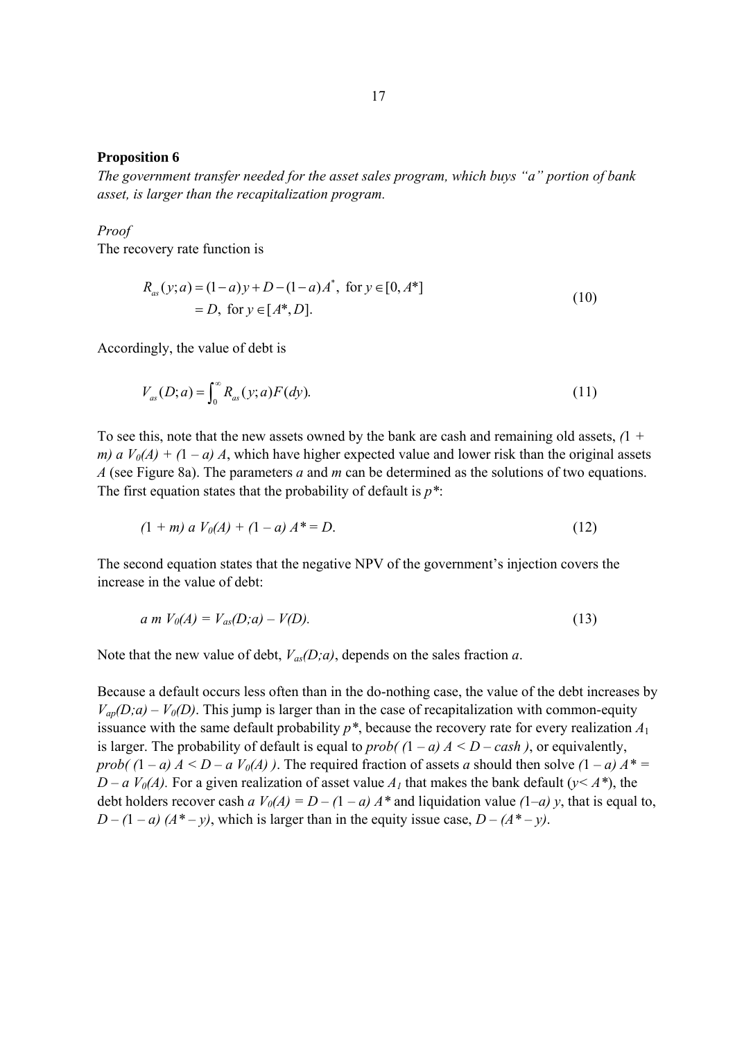**Proposition 6**

*The government transfer needed for the asset sales program, which buys "a" portion of bank asset, is larger than the recapitalization program.*

*Proof*

The recovery rate function is

$$
\begin{aligned}
R_{as}(y;a) &= (1-a)y + D - (1-a)A^*, \text{ for } y \in [0, A^*] \\
&= D, \text{ for } y \in [A^*, D].
\end{aligned}
\tag{10}
$$

Accordingly, the value of debt is

$$
V_{as}(D;a) = \int_0^\infty R_{as}(y;a) F(dy). \tag{11}
$$

To see this, note that the new assets owned by the bank are cash and remaining old assets, $(1 + m)\, a\, V_0(A) + (1 - a)\, A$, which have higher expected value and lower risk than the original assets $A$ (see Figure 8a). The parameters $a$ and $m$ can be determined as the solutions of two equations. The first equation states that the probability of default is $p^*$:

$$
(1 + m)\, a\, V_0(A) + (1 - a)\, A^* = D. \tag{12}
$$

The second equation states that the negative NPV of the government's injection covers the increase in the value of debt:

$$
a\, m\, V_0(A) = V_{as}(D;a) - V(D). \tag{13}
$$

Note that the new value of debt, $V_{as}(D;a)$, depends on the sales fraction $a$.

Because a default occurs less often than in the do-nothing case, the value of the debt increases by $V_{ap}(D;a) - V_0(D)$. This jump is larger than in the case of recapitalization with common-equity issuance with the same default probability $p^*$, because the recovery rate for every realization $A_1$ is larger. The probability of default is equal to $prob(\, (1 - a)\, A < D - cash\, )$, or equivalently, $prob(\, (1 - a)\, A < D - a\, V_0(A)\, )$. The required fraction of assets $a$ should then solve $(1 - a)\, A^* = D - a\, V_0(A)$. For a given realization of asset value $A_1$ that makes the bank default ($y < A^*$), the debt holders recover cash $a\, V_0(A) = D - (1 - a)\, A^*$ and liquidation value $(1 - a)\, y$, that is equal to, $D - (1 - a)\, (A^* - y)$, which is larger than in the equity issue case, $D - (A^* - y)$.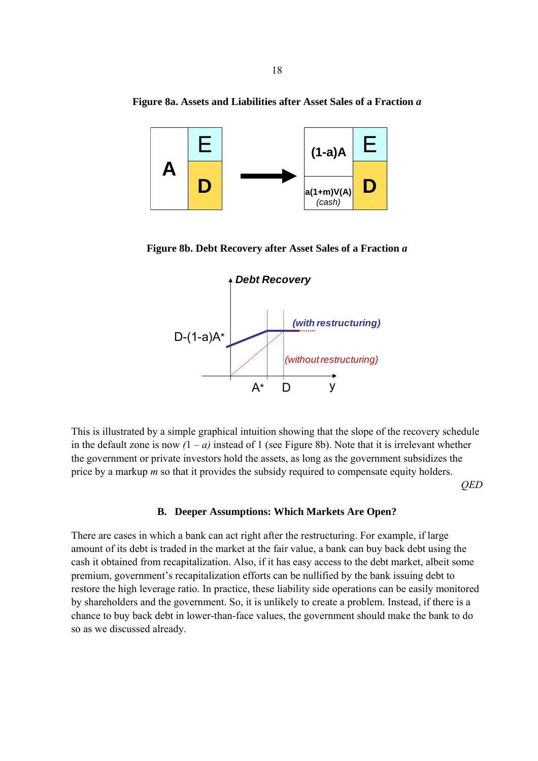**Figure 8a. Assets and Liabilities after Asset Sales of a Fraction *a***

**Figure 8b. Debt Recovery after Asset Sales of a Fraction *a***

This is illustrated by a simple graphical intuition showing that the slope of the recovery schedule in the default zone is now $(1 - a)$ instead of 1 (see Figure 8b). Note that it is irrelevant whether the government or private investors hold the assets, as long as the government subsidizes the price by a markup $m$ so that it provides the subsidy required to compensate equity holders.

*QED*

### B. Deeper Assumptions: Which Markets Are Open?

There are cases in which a bank can act right after the restructuring. For example, if large amount of its debt is traded in the market at the fair value, a bank can buy back debt using the cash it obtained from recapitalization. Also, if it has easy access to the debt market, albeit some premium, government's recapitalization efforts can be nullified by the bank issuing debt to restore the high leverage ratio. In practice, these liability side operations can be easily monitored by shareholders and the government. So, it is unlikely to create a problem. Instead, if there is a chance to buy back debt in lower-than-face values, the government should make the bank to do so as we discussed already.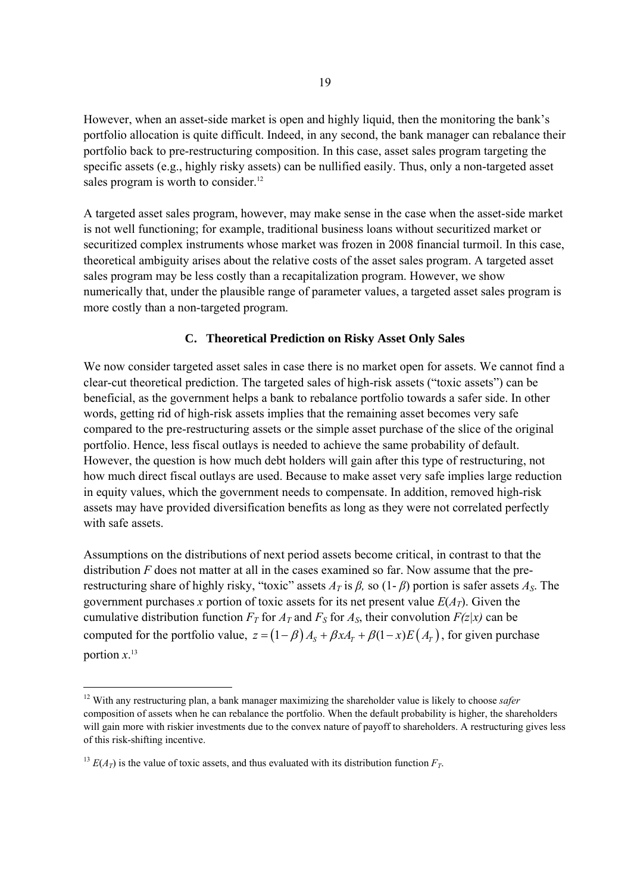However, when an asset-side market is open and highly liquid, then the monitoring the bank's portfolio allocation is quite difficult. Indeed, in any second, the bank manager can rebalance their portfolio back to pre-restructuring composition. In this case, asset sales program targeting the specific assets (e.g., highly risky assets) can be nullified easily. Thus, only a non-targeted asset sales program is worth to consider.[12]

A targeted asset sales program, however, may make sense in the case when the asset-side market is not well functioning; for example, traditional business loans without securitized market or securitized complex instruments whose market was frozen in 2008 financial turmoil. In this case, theoretical ambiguity arises about the relative costs of the asset sales program. A targeted asset sales program may be less costly than a recapitalization program. However, we show numerically that, under the plausible range of parameter values, a targeted asset sales program is more costly than a non-targeted program.

### C. Theoretical Prediction on Risky Asset Only Sales

We now consider targeted asset sales in case there is no market open for assets. We cannot find a clear-cut theoretical prediction. The targeted sales of high-risk assets ("toxic assets") can be beneficial, as the government helps a bank to rebalance portfolio towards a safer side. In other words, getting rid of high-risk assets implies that the remaining asset becomes very safe compared to the pre-restructuring assets or the simple asset purchase of the slice of the original portfolio. Hence, less fiscal outlays is needed to achieve the same probability of default. However, the question is how much debt holders will gain after this type of restructuring, not how much direct fiscal outlays are used. Because to make asset very safe implies large reduction in equity values, which the government needs to compensate. In addition, removed high-risk assets may have provided diversification benefits as long as they were not correlated perfectly with safe assets.

Assumptions on the distributions of next period assets become critical, in contrast to that the distribution $F$ does not matter at all in the cases examined so far. Now assume that the pre-restructuring share of highly risky, "toxic" assets $A_T$ is $\beta$, so $(1-\beta)$ portion is safer assets $A_S$. The government purchases $x$ portion of toxic assets for its net present value $E(A_T)$. Given the cumulative distribution function $F_T$ for $A_T$ and $F_S$ for $A_S$, their convolution $F(z|x)$ can be computed for the portfolio value, $z = (1-\beta)A_S + \beta x A_T + \beta(1-x)E(A_T)$, for given purchase portion $x$.[13]

---

[12] With any restructuring plan, a bank manager maximizing the shareholder value is likely to choose *safer* composition of assets when he can rebalance the portfolio. When the default probability is higher, the shareholders will gain more with riskier investments due to the convex nature of payoff to shareholders. A restructuring gives less of this risk-shifting incentive.

[13] $E(A_T)$ is the value of toxic assets, and thus evaluated with its distribution function $F_T$.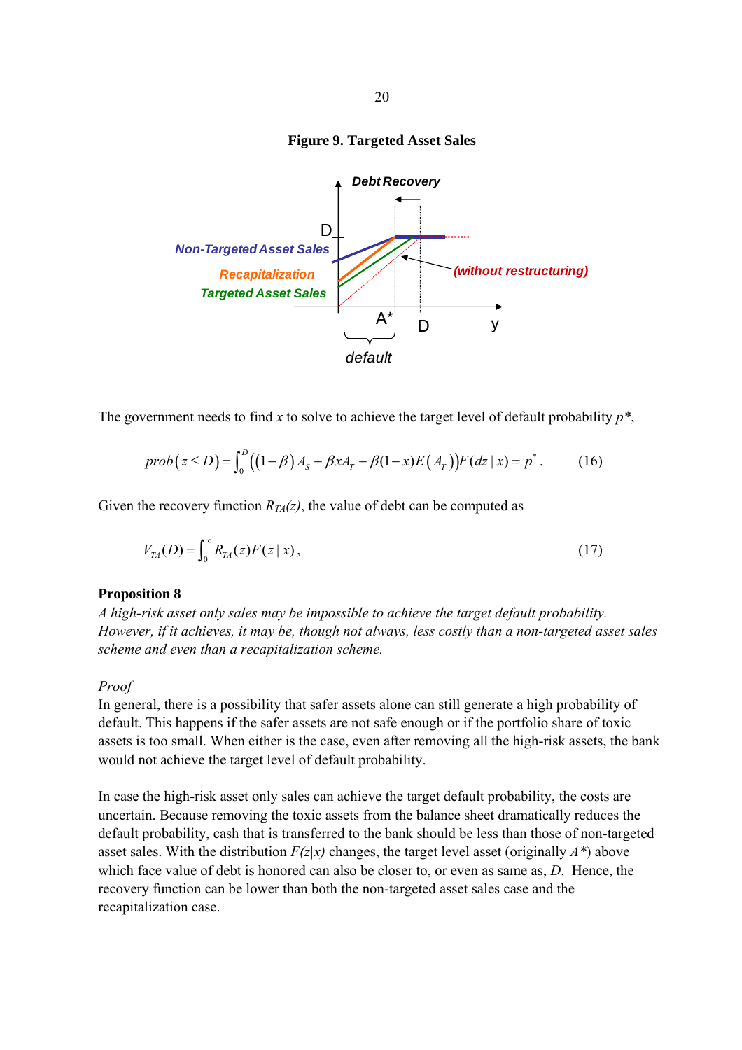**Figure 9. Targeted Asset Sales**

Debt Recovery

D

Non-Targeted Asset Sales

Recapitalization

Targeted Asset Sales

(without restructuring)

A*   D   y

default

The government needs to find $x$ to solve to achieve the target level of default probability $p^*$,

$$prob\left(z \leq D\right) = \int_0^D \left(\left(1-\beta\right)A_S + \beta x A_T + \beta(1-x)E\left(A_T\right)\right)F(dz \mid x) = p^* . \qquad (16)$$

Given the recovery function $R_{TA}(z)$, the value of debt can be computed as

$$V_{TA}(D) = \int_0^\infty R_{TA}(z)F(z \mid x), \qquad (17)$$

**Proposition 8**

*A high-risk asset only sales may be impossible to achieve the target default probability. However, if it achieves, it may be, though not always, less costly than a non-targeted asset sales scheme and even than a recapitalization scheme.*

*Proof*

In general, there is a possibility that safer assets alone can still generate a high probability of default. This happens if the safer assets are not safe enough or if the portfolio share of toxic assets is too small. When either is the case, even after removing all the high-risk assets, the bank would not achieve the target level of default probability.

In case the high-risk asset only sales can achieve the target default probability, the costs are uncertain. Because removing the toxic assets from the balance sheet dramatically reduces the default probability, cash that is transferred to the bank should be less than those of non-targeted asset sales. With the distribution $F(z|x)$ changes, the target level asset (originally $A^*$) above which face value of debt is honored can also be closer to, or even as same as, $D$. Hence, the recovery function can be lower than both the non-targeted asset sales case and the recapitalization case.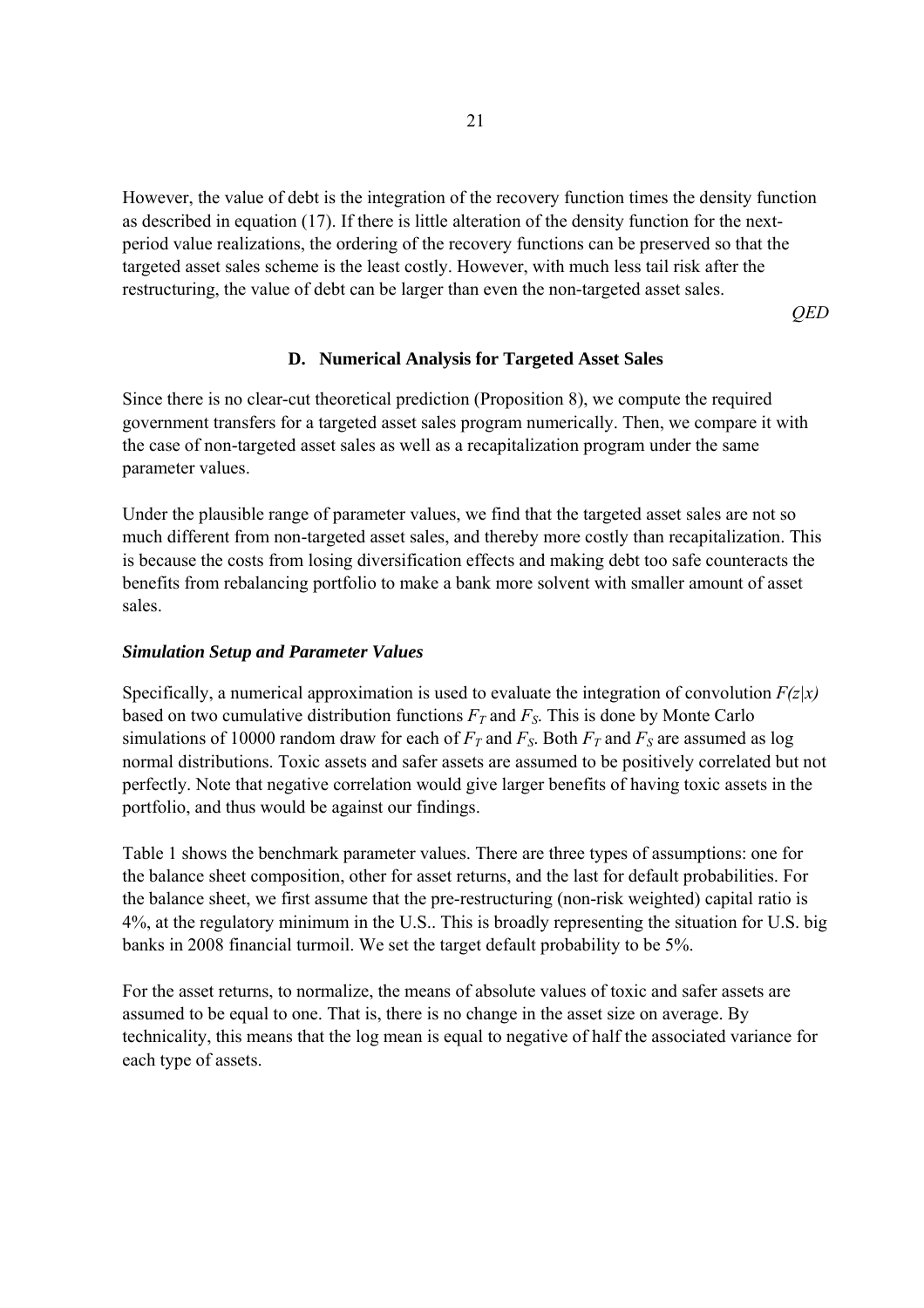However, the value of debt is the integration of the recovery function times the density function as described in equation (17). If there is little alteration of the density function for the next-period value realizations, the ordering of the recovery functions can be preserved so that the targeted asset sales scheme is the least costly. However, with much less tail risk after the restructuring, the value of debt can be larger than even the non-targeted asset sales.

*QED*

### D. Numerical Analysis for Targeted Asset Sales

Since there is no clear-cut theoretical prediction (Proposition 8), we compute the required government transfers for a targeted asset sales program numerically. Then, we compare it with the case of non-targeted asset sales as well as a recapitalization program under the same parameter values.

Under the plausible range of parameter values, we find that the targeted asset sales are not so much different from non-targeted asset sales, and thereby more costly than recapitalization. This is because the costs from losing diversification effects and making debt too safe counteracts the benefits from rebalancing portfolio to make a bank more solvent with smaller amount of asset sales.

#### *Simulation Setup and Parameter Values*

Specifically, a numerical approximation is used to evaluate the integration of convolution $F(z|x)$ based on two cumulative distribution functions $F_T$ and $F_S$. This is done by Monte Carlo simulations of 10000 random draw for each of $F_T$ and $F_S$. Both $F_T$ and $F_S$ are assumed as log normal distributions. Toxic assets and safer assets are assumed to be positively correlated but not perfectly. Note that negative correlation would give larger benefits of having toxic assets in the portfolio, and thus would be against our findings.

Table 1 shows the benchmark parameter values. There are three types of assumptions: one for the balance sheet composition, other for asset returns, and the last for default probabilities. For the balance sheet, we first assume that the pre-restructuring (non-risk weighted) capital ratio is 4%, at the regulatory minimum in the U.S.. This is broadly representing the situation for U.S. big banks in 2008 financial turmoil. We set the target default probability to be 5%.

For the asset returns, to normalize, the means of absolute values of toxic and safer assets are assumed to be equal to one. That is, there is no change in the asset size on average. By technicality, this means that the log mean is equal to negative of half the associated variance for each type of assets.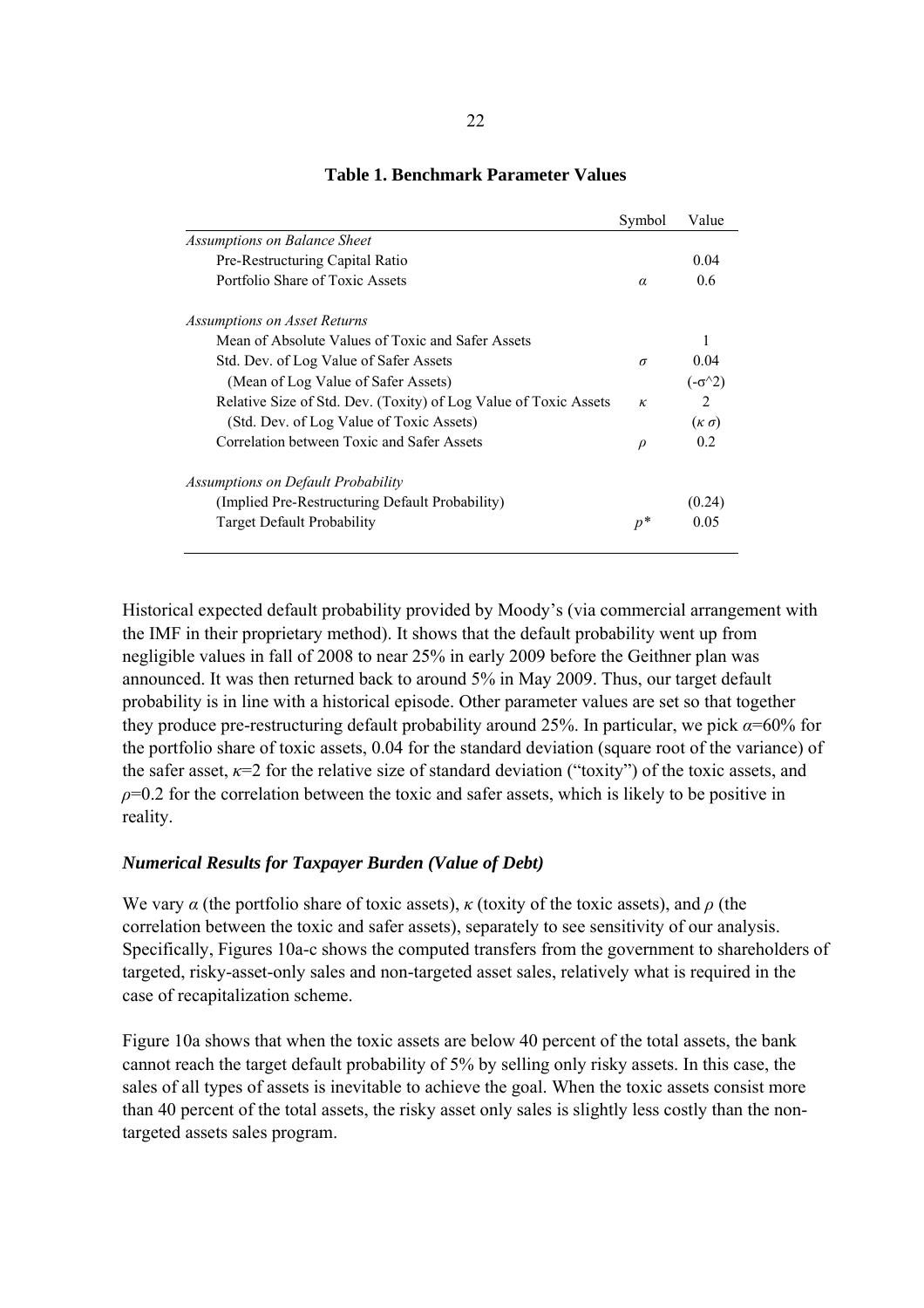**Table 1. Benchmark Parameter Values**

| | Symbol | Value |
|---|---|---|
| *Assumptions on Balance Sheet* | | |
| Pre-Restructuring Capital Ratio | | 0.04 |
| Portfolio Share of Toxic Assets | $\alpha$ | 0.6 |
| *Assumptions on Asset Returns* | | |
| Mean of Absolute Values of Toxic and Safer Assets | | 1 |
| Std. Dev. of Log Value of Safer Assets | $\sigma$ | 0.04 |
| (Mean of Log Value of Safer Assets) | | $(-\sigma\hat{}2)$ |
| Relative Size of Std. Dev. (Toxity) of Log Value of Toxic Assets | $\kappa$ | 2 |
| (Std. Dev. of Log Value of Toxic Assets) | | $(\kappa\ \sigma)$ |
| Correlation between Toxic and Safer Assets | $\rho$ | 0.2 |
| *Assumptions on Default Probability* | | |
| (Implied Pre-Restructuring Default Probability) | | (0.24) |
| Target Default Probability | $p^*$ | 0.05 |

Historical expected default probability provided by Moody's (via commercial arrangement with the IMF in their proprietary method). It shows that the default probability went up from negligible values in fall of 2008 to near 25% in early 2009 before the Geithner plan was announced. It was then returned back to around 5% in May 2009. Thus, our target default probability is in line with a historical episode. Other parameter values are set so that together they produce pre-restructuring default probability around 25%. In particular, we pick $\alpha$=60% for the portfolio share of toxic assets, 0.04 for the standard deviation (square root of the variance) of the safer asset, $\kappa$=2 for the relative size of standard deviation ("toxity") of the toxic assets, and $\rho$=0.2 for the correlation between the toxic and safer assets, which is likely to be positive in reality.

### *Numerical Results for Taxpayer Burden (Value of Debt)*

We vary $\alpha$ (the portfolio share of toxic assets), $\kappa$ (toxity of the toxic assets), and $\rho$ (the correlation between the toxic and safer assets), separately to see sensitivity of our analysis. Specifically, Figures 10a-c shows the computed transfers from the government to shareholders of targeted, risky-asset-only sales and non-targeted asset sales, relatively what is required in the case of recapitalization scheme.

Figure 10a shows that when the toxic assets are below 40 percent of the total assets, the bank cannot reach the target default probability of 5% by selling only risky assets. In this case, the sales of all types of assets is inevitable to achieve the goal. When the toxic assets consist more than 40 percent of the total assets, the risky asset only sales is slightly less costly than the non-targeted assets sales program.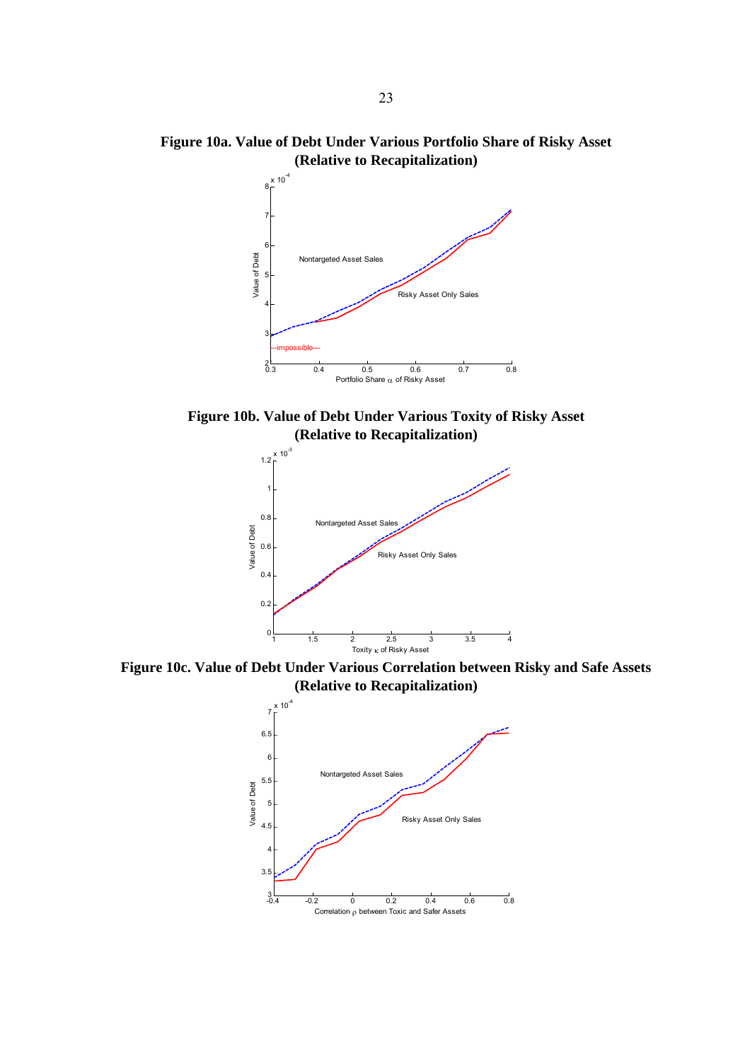**Figure 10a. Value of Debt Under Various Portfolio Share of Risky Asset (Relative to Recapitalization)**

**Figure 10b. Value of Debt Under Various Toxity of Risky Asset (Relative to Recapitalization)**

**Figure 10c. Value of Debt Under Various Correlation between Risky and Safe Assets (Relative to Recapitalization)**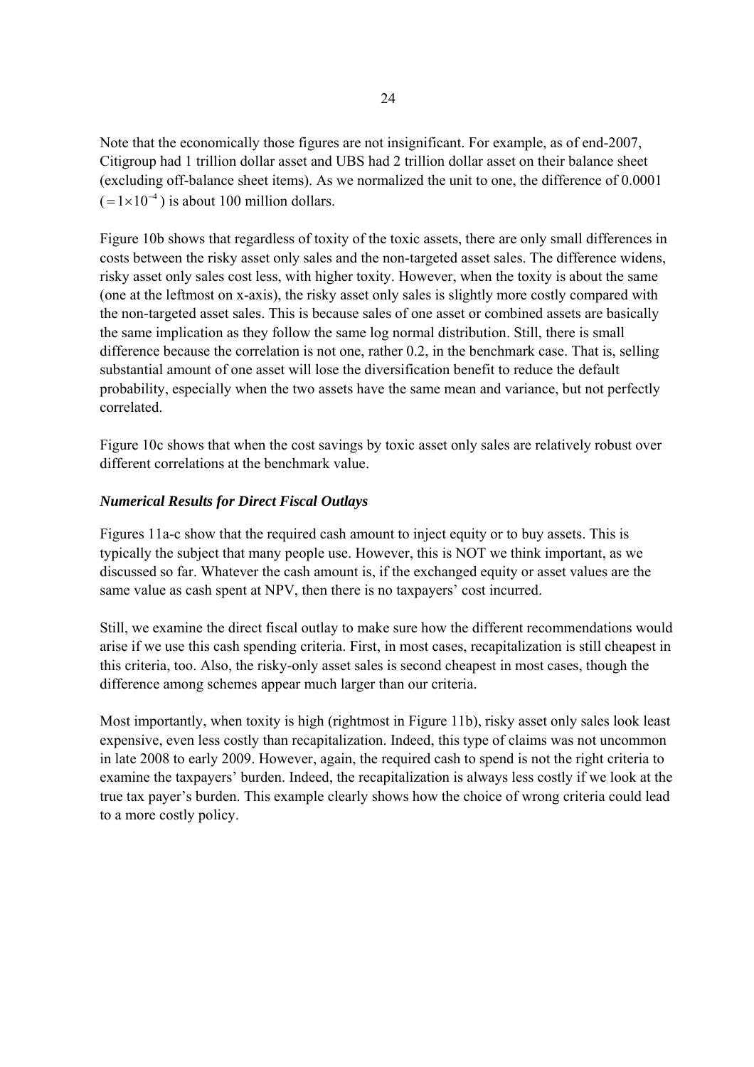Note that the economically those figures are not insignificant. For example, as of end-2007, Citigroup had 1 trillion dollar asset and UBS had 2 trillion dollar asset on their balance sheet (excluding off-balance sheet items). As we normalized the unit to one, the difference of 0.0001 ($=1\times10^{-4}$) is about 100 million dollars.

Figure 10b shows that regardless of toxity of the toxic assets, there are only small differences in costs between the risky asset only sales and the non-targeted asset sales. The difference widens, risky asset only sales cost less, with higher toxity. However, when the toxity is about the same (one at the leftmost on x-axis), the risky asset only sales is slightly more costly compared with the non-targeted asset sales. This is because sales of one asset or combined assets are basically the same implication as they follow the same log normal distribution. Still, there is small difference because the correlation is not one, rather 0.2, in the benchmark case. That is, selling substantial amount of one asset will lose the diversification benefit to reduce the default probability, especially when the two assets have the same mean and variance, but not perfectly correlated.

Figure 10c shows that when the cost savings by toxic asset only sales are relatively robust over different correlations at the benchmark value.

***Numerical Results for Direct Fiscal Outlays***

Figures 11a-c show that the required cash amount to inject equity or to buy assets. This is typically the subject that many people use. However, this is NOT we think important, as we discussed so far. Whatever the cash amount is, if the exchanged equity or asset values are the same value as cash spent at NPV, then there is no taxpayers' cost incurred.

Still, we examine the direct fiscal outlay to make sure how the different recommendations would arise if we use this cash spending criteria. First, in most cases, recapitalization is still cheapest in this criteria, too. Also, the risky-only asset sales is second cheapest in most cases, though the difference among schemes appear much larger than our criteria.

Most importantly, when toxity is high (rightmost in Figure 11b), risky asset only sales look least expensive, even less costly than recapitalization. Indeed, this type of claims was not uncommon in late 2008 to early 2009. However, again, the required cash to spend is not the right criteria to examine the taxpayers' burden. Indeed, the recapitalization is always less costly if we look at the true tax payer's burden. This example clearly shows how the choice of wrong criteria could lead to a more costly policy.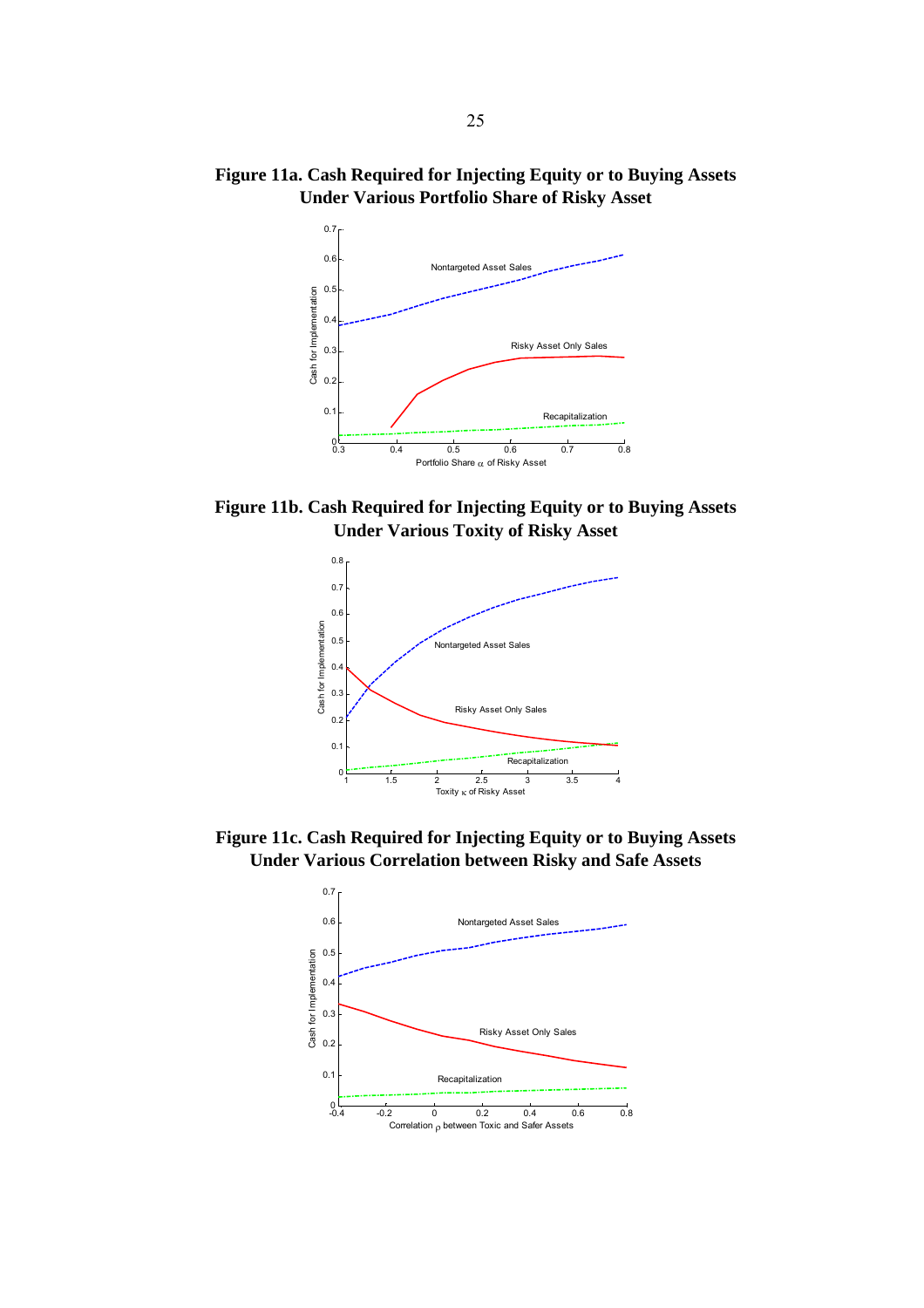**Figure 11a. Cash Required for Injecting Equity or to Buying Assets Under Various Portfolio Share of Risky Asset**

**Figure 11b. Cash Required for Injecting Equity or to Buying Assets Under Various Toxity of Risky Asset**

**Figure 11c. Cash Required for Injecting Equity or to Buying Assets Under Various Correlation between Risky and Safe Assets**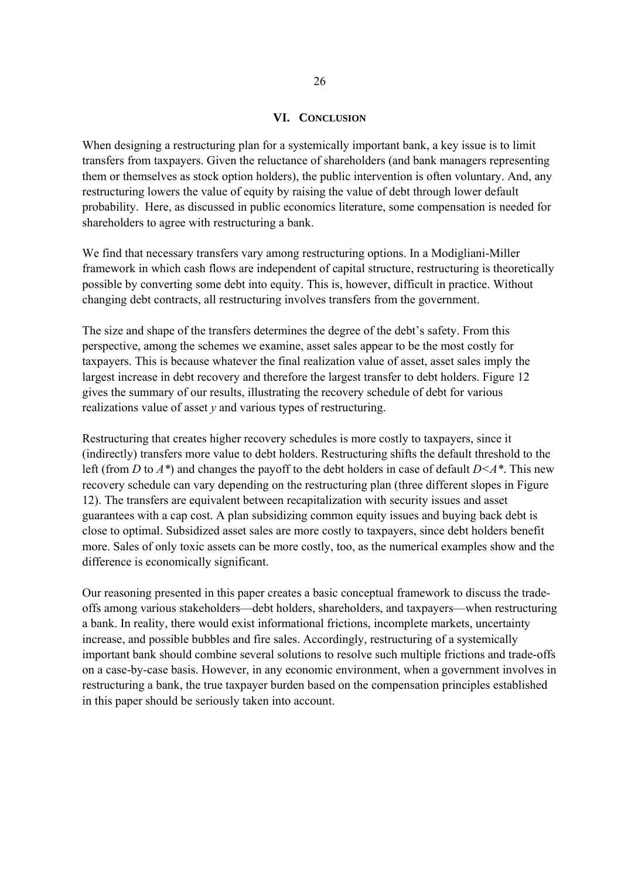## VI. CONCLUSION

When designing a restructuring plan for a systemically important bank, a key issue is to limit transfers from taxpayers. Given the reluctance of shareholders (and bank managers representing them or themselves as stock option holders), the public intervention is often voluntary. And, any restructuring lowers the value of equity by raising the value of debt through lower default probability. Here, as discussed in public economics literature, some compensation is needed for shareholders to agree with restructuring a bank.

We find that necessary transfers vary among restructuring options. In a Modigliani-Miller framework in which cash flows are independent of capital structure, restructuring is theoretically possible by converting some debt into equity. This is, however, difficult in practice. Without changing debt contracts, all restructuring involves transfers from the government.

The size and shape of the transfers determines the degree of the debt's safety. From this perspective, among the schemes we examine, asset sales appear to be the most costly for taxpayers. This is because whatever the final realization value of asset, asset sales imply the largest increase in debt recovery and therefore the largest transfer to debt holders. Figure 12 gives the summary of our results, illustrating the recovery schedule of debt for various realizations value of asset $y$ and various types of restructuring.

Restructuring that creates higher recovery schedules is more costly to taxpayers, since it (indirectly) transfers more value to debt holders. Restructuring shifts the default threshold to the left (from $D$ to $A^*$) and changes the payoff to the debt holders in case of default $D<A^*$. This new recovery schedule can vary depending on the restructuring plan (three different slopes in Figure 12). The transfers are equivalent between recapitalization with security issues and asset guarantees with a cap cost. A plan subsidizing common equity issues and buying back debt is close to optimal. Subsidized asset sales are more costly to taxpayers, since debt holders benefit more. Sales of only toxic assets can be more costly, too, as the numerical examples show and the difference is economically significant.

Our reasoning presented in this paper creates a basic conceptual framework to discuss the trade-offs among various stakeholders—debt holders, shareholders, and taxpayers—when restructuring a bank. In reality, there would exist informational frictions, incomplete markets, uncertainty increase, and possible bubbles and fire sales. Accordingly, restructuring of a systemically important bank should combine several solutions to resolve such multiple frictions and trade-offs on a case-by-case basis. However, in any economic environment, when a government involves in restructuring a bank, the true taxpayer burden based on the compensation principles established in this paper should be seriously taken into account.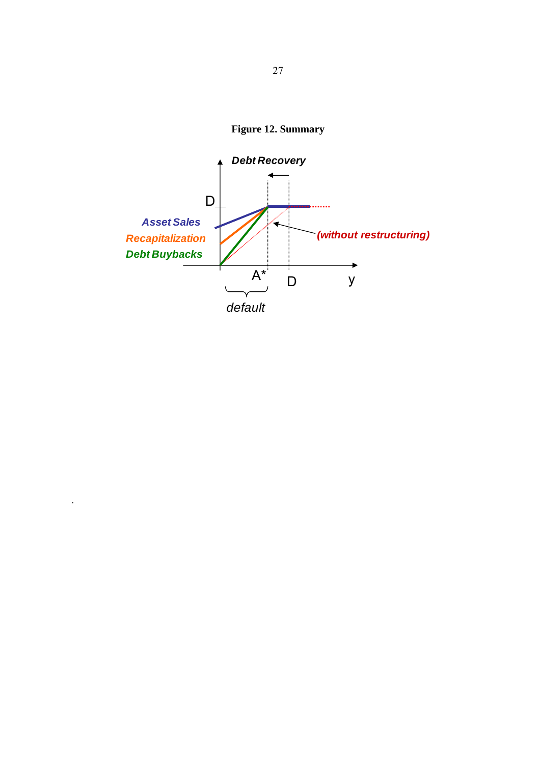**Figure 12. Summary**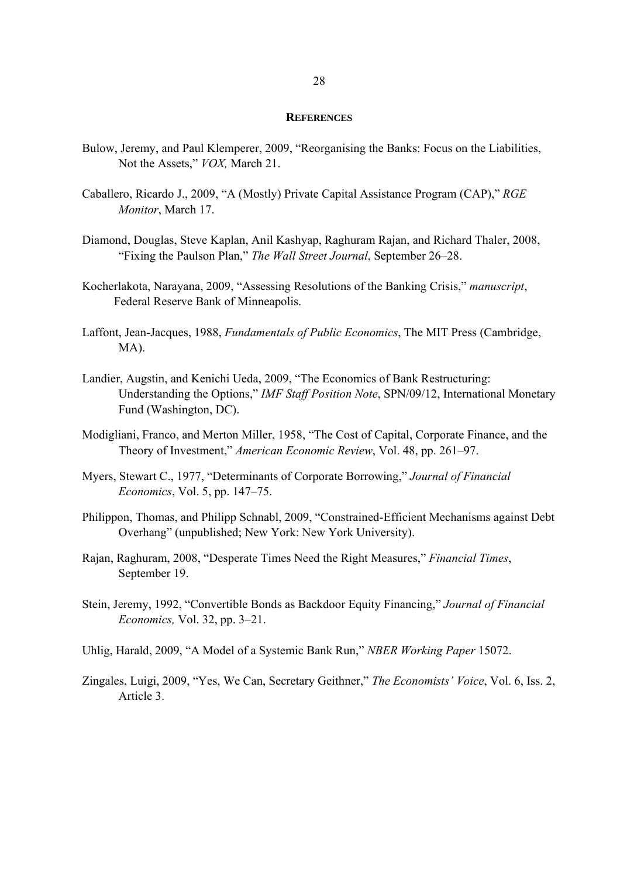## REFERENCES

Bulow, Jeremy, and Paul Klemperer, 2009, "Reorganising the Banks: Focus on the Liabilities, Not the Assets," *VOX,* March 21.

Caballero, Ricardo J., 2009, "A (Mostly) Private Capital Assistance Program (CAP)," *RGE Monitor*, March 17.

Diamond, Douglas, Steve Kaplan, Anil Kashyap, Raghuram Rajan, and Richard Thaler, 2008, "Fixing the Paulson Plan," *The Wall Street Journal*, September 26–28.

Kocherlakota, Narayana, 2009, "Assessing Resolutions of the Banking Crisis," *manuscript*, Federal Reserve Bank of Minneapolis.

Laffont, Jean-Jacques, 1988, *Fundamentals of Public Economics*, The MIT Press (Cambridge, MA).

Landier, Augstin, and Kenichi Ueda, 2009, "The Economics of Bank Restructuring: Understanding the Options," *IMF Staff Position Note*, SPN/09/12, International Monetary Fund (Washington, DC).

Modigliani, Franco, and Merton Miller, 1958, "The Cost of Capital, Corporate Finance, and the Theory of Investment," *American Economic Review*, Vol. 48, pp. 261–97.

Myers, Stewart C., 1977, "Determinants of Corporate Borrowing," *Journal of Financial Economics*, Vol. 5, pp. 147–75.

Philippon, Thomas, and Philipp Schnabl, 2009, "Constrained-Efficient Mechanisms against Debt Overhang" (unpublished; New York: New York University).

Rajan, Raghuram, 2008, "Desperate Times Need the Right Measures," *Financial Times*, September 19.

Stein, Jeremy, 1992, "Convertible Bonds as Backdoor Equity Financing," *Journal of Financial Economics,* Vol. 32, pp. 3–21.

Uhlig, Harald, 2009, "A Model of a Systemic Bank Run," *NBER Working Paper* 15072.

Zingales, Luigi, 2009, "Yes, We Can, Secretary Geithner," *The Economists' Voice*, Vol. 6, Iss. 2, Article 3.